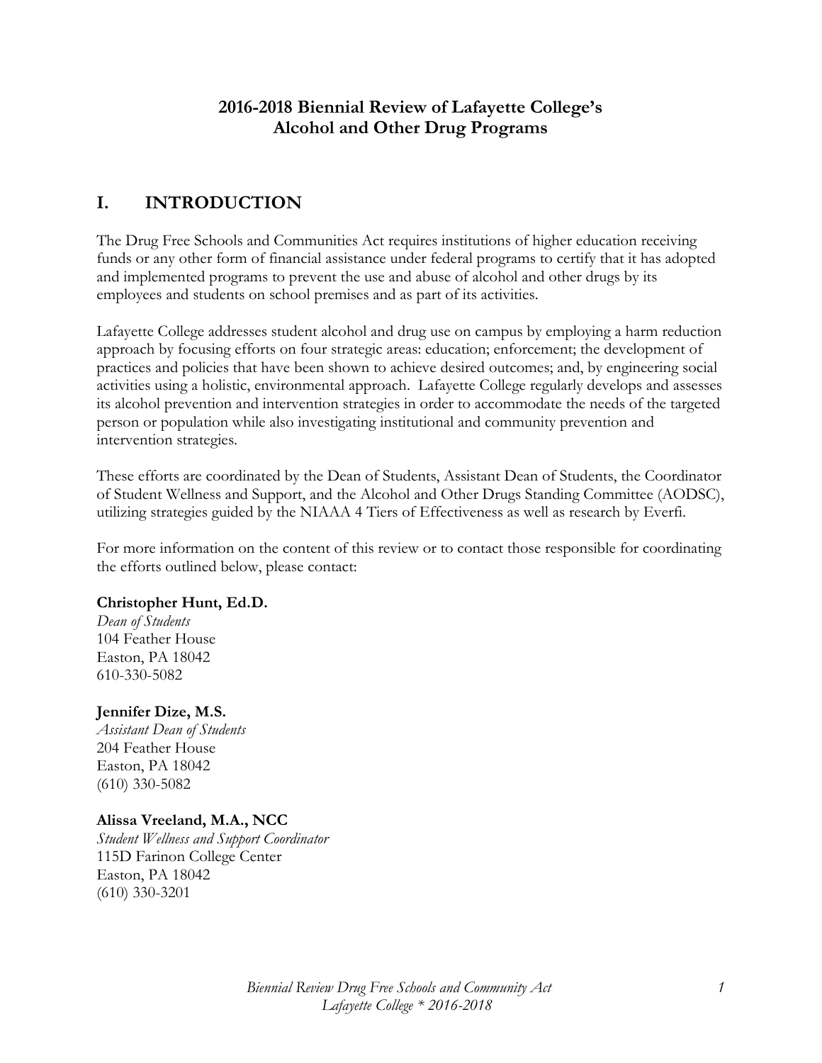# 2016-2018 Biennial Review of Lafayette College's Alcohol and Other Drug Programs

## I. INTRODUCTION

The Drug Free Schools and Communities Act requires institutions of higher education receiving funds or any other form of financial assistance under federal programs to certify that it has adopted and implemented programs to prevent the use and abuse of alcohol and other drugs by its employees and students on school premises and as part of its activities.

Lafayette College addresses student alcohol and drug use on campus by employing a harm reduction approach by focusing efforts on four strategic areas: education; enforcement; the development of practices and policies that have been shown to achieve desired outcomes; and, by engineering social activities using a holistic, environmental approach. Lafayette College regularly develops and assesses its alcohol prevention and intervention strategies in order to accommodate the needs of the targeted person or population while also investigating institutional and community prevention and intervention strategies.

These efforts are coordinated by the Dean of Students, Assistant Dean of Students, the Coordinator of Student Wellness and Support, and the Alcohol and Other Drugs Standing Committee (AODSC), utilizing strategies guided by the NIAAA 4 Tiers of Effectiveness as well as research by Everfi.

For more information on the content of this review or to contact those responsible for coordinating the efforts outlined below, please contact:

**Christopher Hunt, Ed.D.**
*Dean of Students*
104 Feather House
Easton, PA 18042
610-330-5082

**Jennifer Dize, M.S.**
*Assistant Dean of Students*
204 Feather House
Easton, PA 18042
(610) 330-5082

**Alissa Vreeland, M.A., NCC**
*Student Wellness and Support Coordinator*
115D Farinon College Center
Easton, PA 18042
(610) 330-3201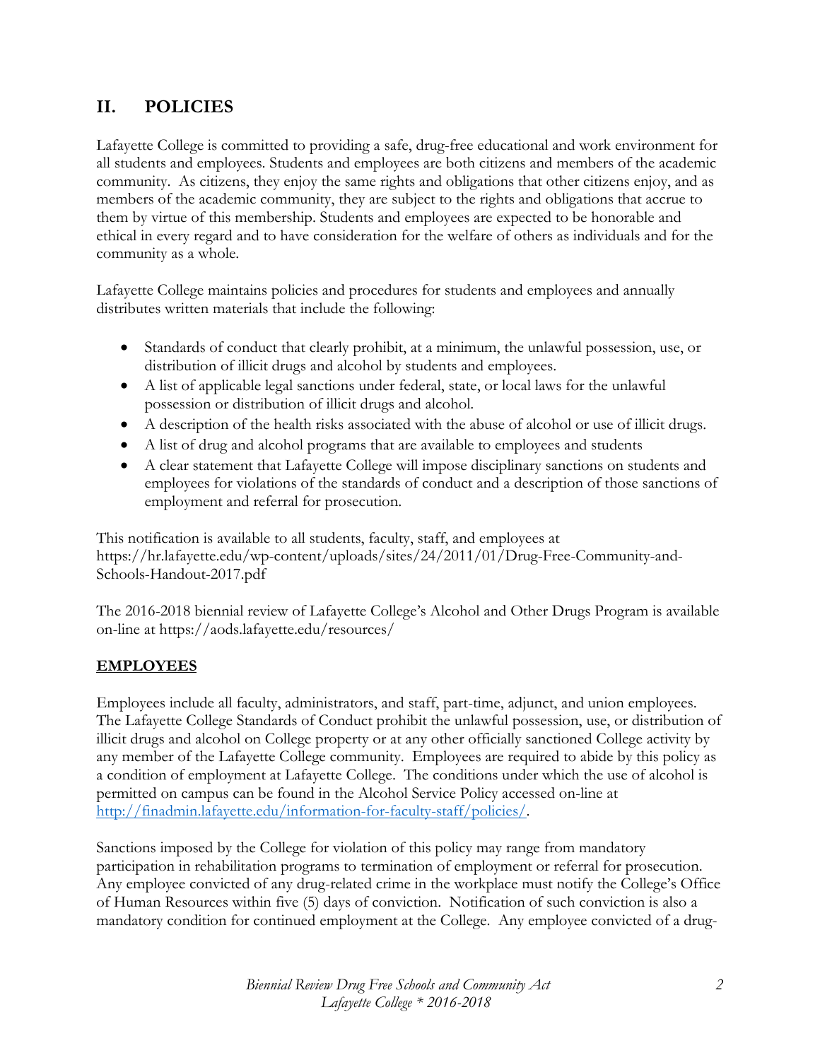## II. POLICIES

Lafayette College is committed to providing a safe, drug-free educational and work environment for all students and employees. Students and employees are both citizens and members of the academic community. As citizens, they enjoy the same rights and obligations that other citizens enjoy, and as members of the academic community, they are subject to the rights and obligations that accrue to them by virtue of this membership. Students and employees are expected to be honorable and ethical in every regard and to have consideration for the welfare of others as individuals and for the community as a whole.

Lafayette College maintains policies and procedures for students and employees and annually distributes written materials that include the following:

- Standards of conduct that clearly prohibit, at a minimum, the unlawful possession, use, or distribution of illicit drugs and alcohol by students and employees.
- A list of applicable legal sanctions under federal, state, or local laws for the unlawful possession or distribution of illicit drugs and alcohol.
- A description of the health risks associated with the abuse of alcohol or use of illicit drugs.
- A list of drug and alcohol programs that are available to employees and students
- A clear statement that Lafayette College will impose disciplinary sanctions on students and employees for violations of the standards of conduct and a description of those sanctions of employment and referral for prosecution.

This notification is available to all students, faculty, staff, and employees at https://hr.lafayette.edu/wp-content/uploads/sites/24/2011/01/Drug-Free-Community-and-Schools-Handout-2017.pdf

The 2016-2018 biennial review of Lafayette College's Alcohol and Other Drugs Program is available on-line at https://aods.lafayette.edu/resources/

### EMPLOYEES

Employees include all faculty, administrators, and staff, part-time, adjunct, and union employees. The Lafayette College Standards of Conduct prohibit the unlawful possession, use, or distribution of illicit drugs and alcohol on College property or at any other officially sanctioned College activity by any member of the Lafayette College community. Employees are required to abide by this policy as a condition of employment at Lafayette College. The conditions under which the use of alcohol is permitted on campus can be found in the Alcohol Service Policy accessed on-line at http://finadmin.lafayette.edu/information-for-faculty-staff/policies/.

Sanctions imposed by the College for violation of this policy may range from mandatory participation in rehabilitation programs to termination of employment or referral for prosecution. Any employee convicted of any drug-related crime in the workplace must notify the College's Office of Human Resources within five (5) days of conviction. Notification of such conviction is also a mandatory condition for continued employment at the College. Any employee convicted of a drug-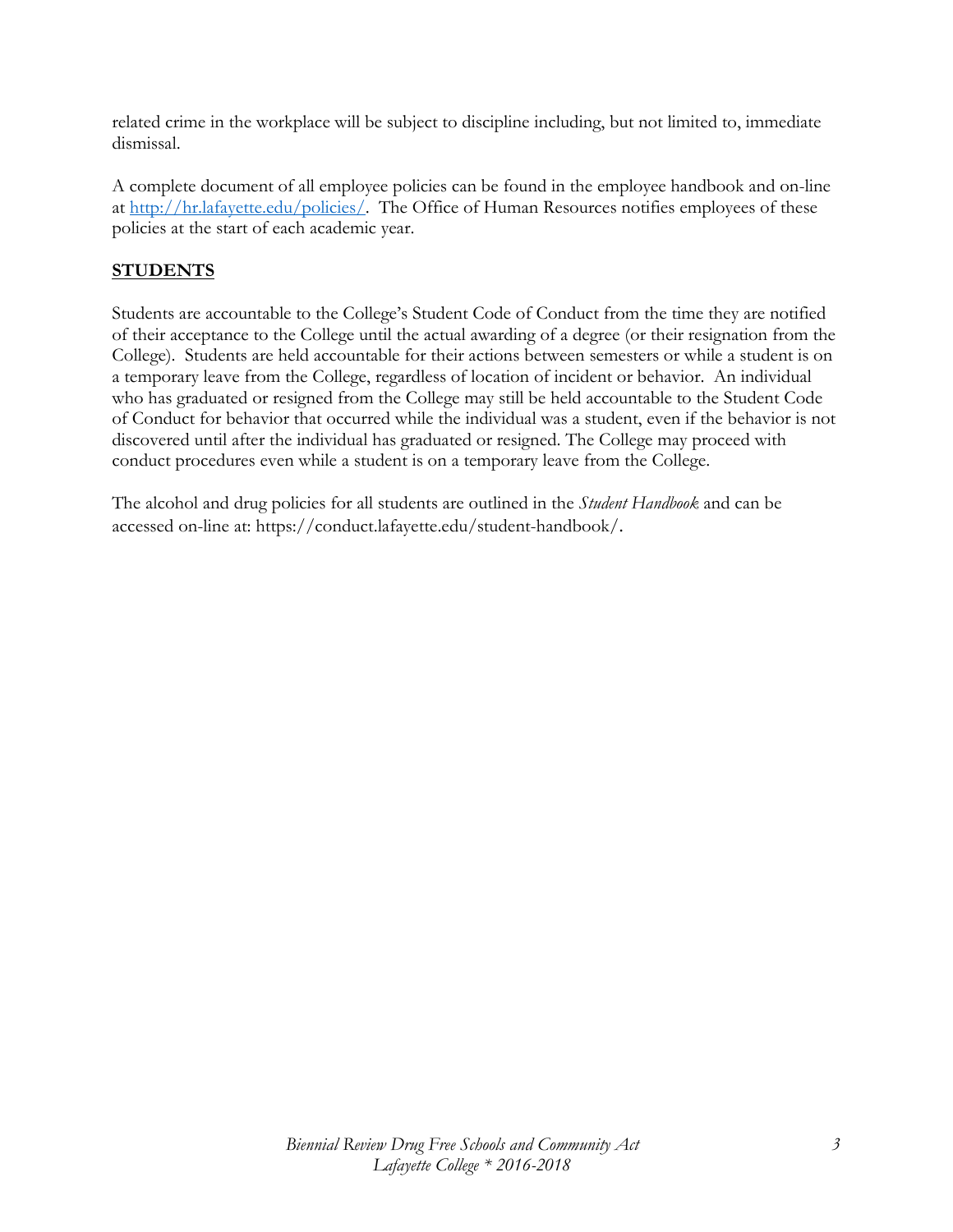related crime in the workplace will be subject to discipline including, but not limited to, immediate dismissal.

A complete document of all employee policies can be found in the employee handbook and on-line at [http://hr.lafayette.edu/policies/](http://hr.lafayette.edu/policies/). The Office of Human Resources notifies employees of these policies at the start of each academic year.

## STUDENTS

Students are accountable to the College's Student Code of Conduct from the time they are notified of their acceptance to the College until the actual awarding of a degree (or their resignation from the College). Students are held accountable for their actions between semesters or while a student is on a temporary leave from the College, regardless of location of incident or behavior. An individual who has graduated or resigned from the College may still be held accountable to the Student Code of Conduct for behavior that occurred while the individual was a student, even if the behavior is not discovered until after the individual has graduated or resigned. The College may proceed with conduct procedures even while a student is on a temporary leave from the College.

The alcohol and drug policies for all students are outlined in the *Student Handbook* and can be accessed on-line at: https://conduct.lafayette.edu/student-handbook/.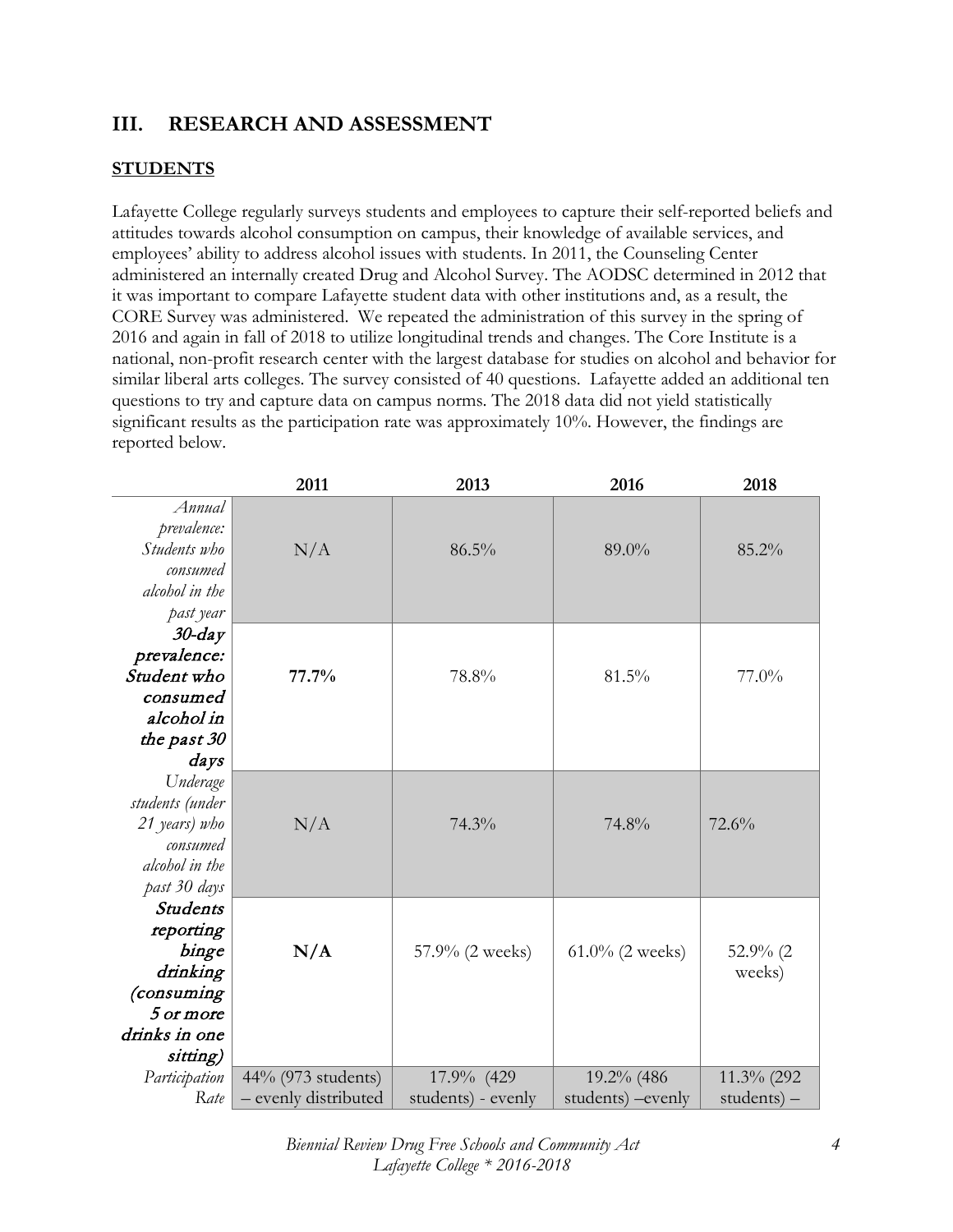## III. RESEARCH AND ASSESSMENT

### STUDENTS

Lafayette College regularly surveys students and employees to capture their self-reported beliefs and attitudes towards alcohol consumption on campus, their knowledge of available services, and employees' ability to address alcohol issues with students. In 2011, the Counseling Center administered an internally created Drug and Alcohol Survey. The AODSC determined in 2012 that it was important to compare Lafayette student data with other institutions and, as a result, the CORE Survey was administered. We repeated the administration of this survey in the spring of 2016 and again in fall of 2018 to utilize longitudinal trends and changes. The Core Institute is a national, non-profit research center with the largest database for studies on alcohol and behavior for similar liberal arts colleges. The survey consisted of 40 questions. Lafayette added an additional ten questions to try and capture data on campus norms. The 2018 data did not yield statistically significant results as the participation rate was approximately 10%. However, the findings are reported below.

| | 2011 | 2013 | 2016 | 2018 |
|---|---|---|---|---|
| *Annual prevalence: Students who consumed alcohol in the past year* | N/A | 86.5% | 89.0% | 85.2% |
| ***30-day prevalence: Student who consumed alcohol in the past 30 days*** | **77.7%** | 78.8% | 81.5% | 77.0% |
| *Underage students (under 21 years) who consumed alcohol in the past 30 days* | N/A | 74.3% | 74.8% | 72.6% |
| ***Students reporting binge drinking (consuming 5 or more drinks in one sitting)*** | **N/A** | 57.9% (2 weeks) | 61.0% (2 weeks) | 52.9% (2 weeks) |
| *Participation Rate* | 44% (973 students) – evenly distributed | 17.9% (429 students) - evenly | 19.2% (486 students) –evenly | 11.3% (292 students) – |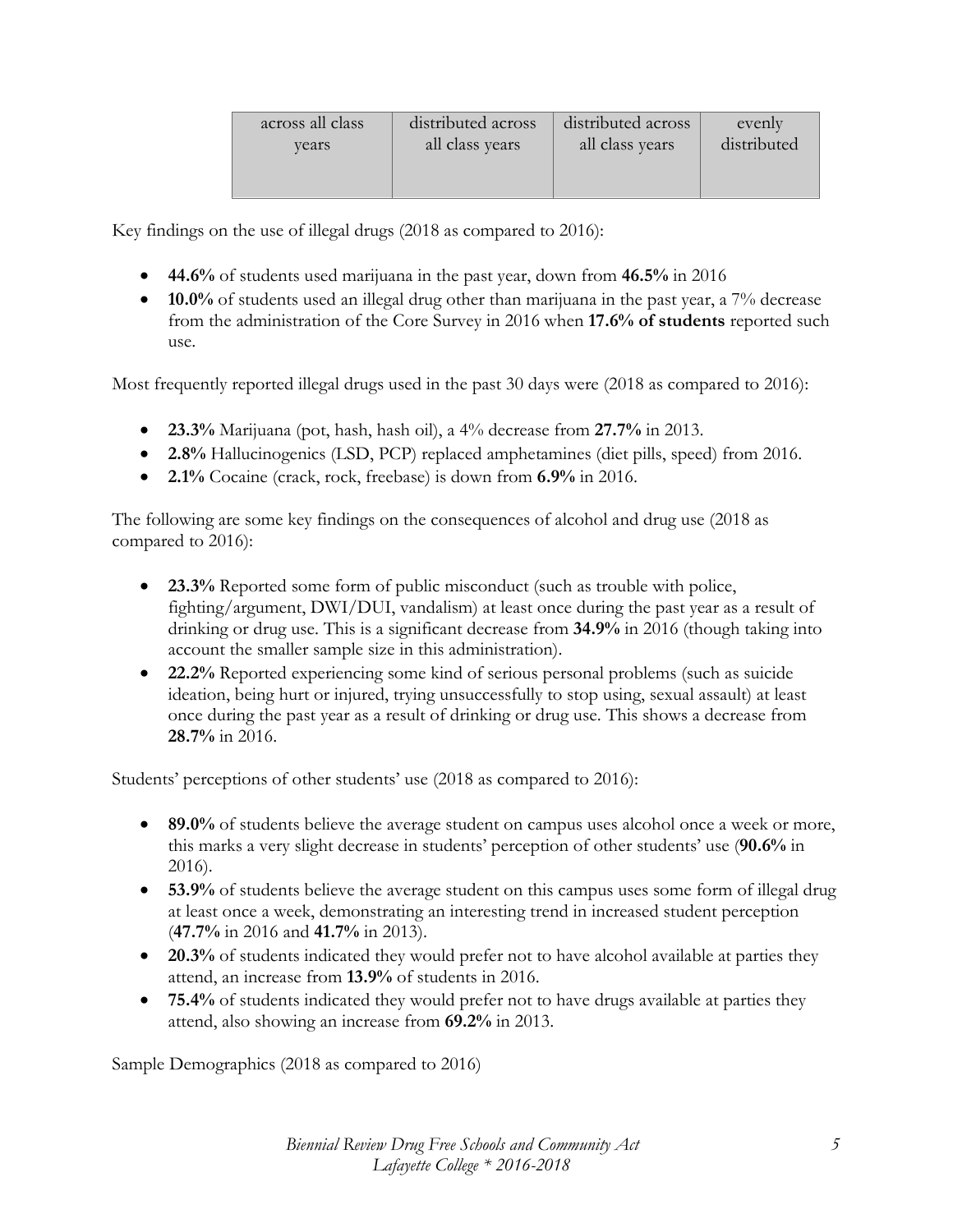| across all class years | distributed across all class years | distributed across all class years | evenly distributed |
|---|---|---|---|

Key findings on the use of illegal drugs (2018 as compared to 2016):

- **44.6%** of students used marijuana in the past year, down from **46.5%** in 2016
- **10.0%** of students used an illegal drug other than marijuana in the past year, a 7% decrease from the administration of the Core Survey in 2016 when **17.6% of students** reported such use.

Most frequently reported illegal drugs used in the past 30 days were (2018 as compared to 2016):

- **23.3%** Marijuana (pot, hash, hash oil), a 4% decrease from **27.7%** in 2013.
- **2.8%** Hallucinogenics (LSD, PCP) replaced amphetamines (diet pills, speed) from 2016.
- **2.1%** Cocaine (crack, rock, freebase) is down from **6.9%** in 2016.

The following are some key findings on the consequences of alcohol and drug use (2018 as compared to 2016):

- **23.3%** Reported some form of public misconduct (such as trouble with police, fighting/argument, DWI/DUI, vandalism) at least once during the past year as a result of drinking or drug use. This is a significant decrease from **34.9%** in 2016 (though taking into account the smaller sample size in this administration).
- **22.2%** Reported experiencing some kind of serious personal problems (such as suicide ideation, being hurt or injured, trying unsuccessfully to stop using, sexual assault) at least once during the past year as a result of drinking or drug use. This shows a decrease from **28.7%** in 2016.

Students' perceptions of other students' use (2018 as compared to 2016):

- **89.0%** of students believe the average student on campus uses alcohol once a week or more, this marks a very slight decrease in students' perception of other students' use (**90.6%** in 2016).
- **53.9%** of students believe the average student on this campus uses some form of illegal drug at least once a week, demonstrating an interesting trend in increased student perception (**47.7%** in 2016 and **41.7%** in 2013).
- **20.3%** of students indicated they would prefer not to have alcohol available at parties they attend, an increase from **13.9%** of students in 2016.
- **75.4%** of students indicated they would prefer not to have drugs available at parties they attend, also showing an increase from **69.2%** in 2013.

Sample Demographics (2018 as compared to 2016)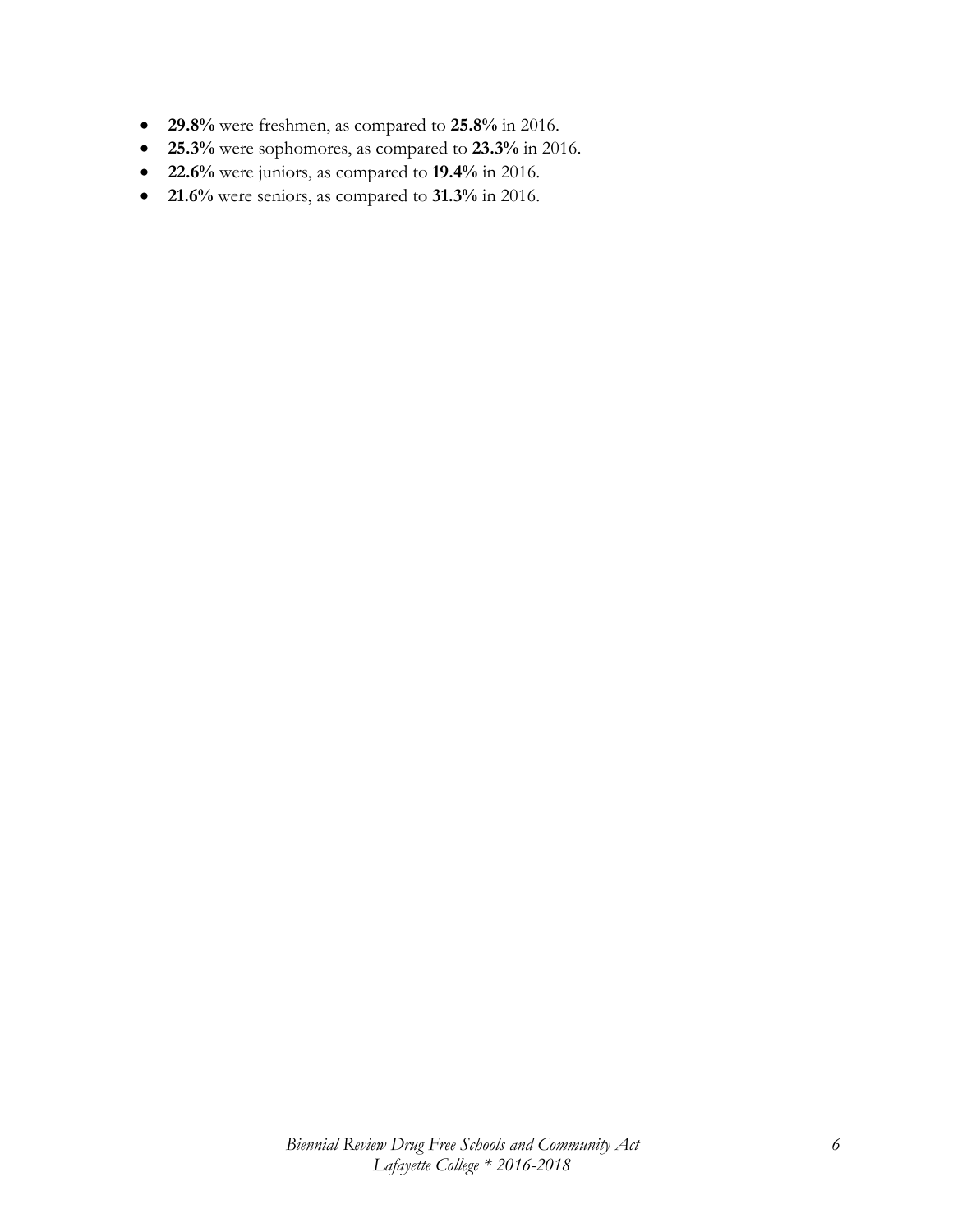- **29.8%** were freshmen, as compared to **25.8%** in 2016.
- **25.3%** were sophomores, as compared to **23.3%** in 2016.
- **22.6%** were juniors, as compared to **19.4%** in 2016.
- **21.6%** were seniors, as compared to **31.3%** in 2016.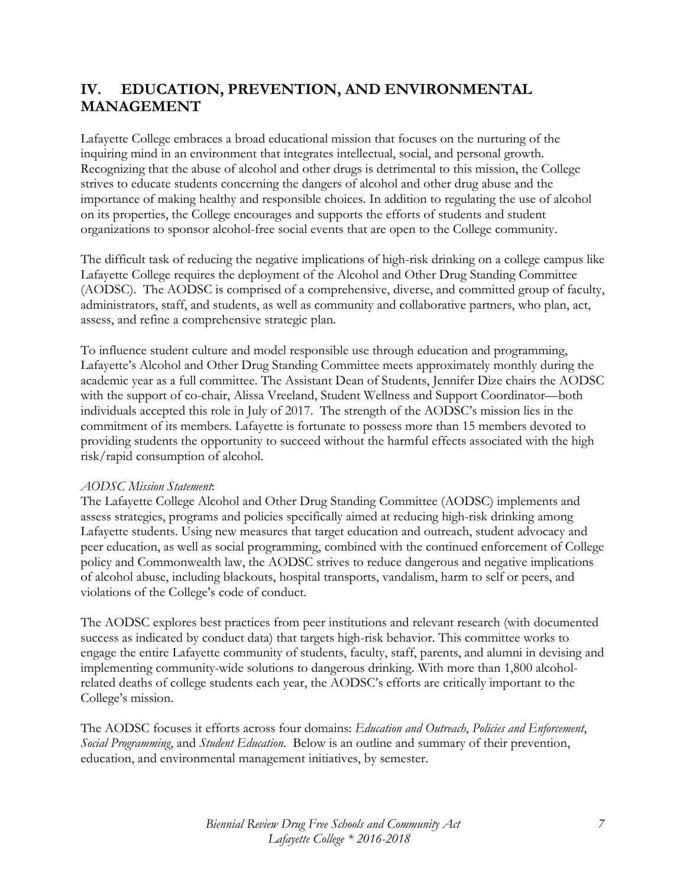## IV. EDUCATION, PREVENTION, AND ENVIRONMENTAL MANAGEMENT

Lafayette College embraces a broad educational mission that focuses on the nurturing of the inquiring mind in an environment that integrates intellectual, social, and personal growth. Recognizing that the abuse of alcohol and other drugs is detrimental to this mission, the College strives to educate students concerning the dangers of alcohol and other drug abuse and the importance of making healthy and responsible choices. In addition to regulating the use of alcohol on its properties, the College encourages and supports the efforts of students and student organizations to sponsor alcohol-free social events that are open to the College community.

The difficult task of reducing the negative implications of high-risk drinking on a college campus like Lafayette College requires the deployment of the Alcohol and Other Drug Standing Committee (AODSC). The AODSC is comprised of a comprehensive, diverse, and committed group of faculty, administrators, staff, and students, as well as community and collaborative partners, who plan, act, assess, and refine a comprehensive strategic plan.

To influence student culture and model responsible use through education and programming, Lafayette's Alcohol and Other Drug Standing Committee meets approximately monthly during the academic year as a full committee. The Assistant Dean of Students, Jennifer Dize chairs the AODSC with the support of co-chair, Alissa Vreeland, Student Wellness and Support Coordinator—both individuals accepted this role in July of 2017. The strength of the AODSC's mission lies in the commitment of its members. Lafayette is fortunate to possess more than 15 members devoted to providing students the opportunity to succeed without the harmful effects associated with the high risk/rapid consumption of alcohol.

*AODSC Mission Statement*:
The Lafayette College Alcohol and Other Drug Standing Committee (AODSC) implements and assess strategies, programs and policies specifically aimed at reducing high-risk drinking among Lafayette students. Using new measures that target education and outreach, student advocacy and peer education, as well as social programming, combined with the continued enforcement of College policy and Commonwealth law, the AODSC strives to reduce dangerous and negative implications of alcohol abuse, including blackouts, hospital transports, vandalism, harm to self or peers, and violations of the College's code of conduct.

The AODSC explores best practices from peer institutions and relevant research (with documented success as indicated by conduct data) that targets high-risk behavior. This committee works to engage the entire Lafayette community of students, faculty, staff, parents, and alumni in devising and implementing community-wide solutions to dangerous drinking. With more than 1,800 alcohol-related deaths of college students each year, the AODSC's efforts are critically important to the College's mission.

The AODSC focuses it efforts across four domains: *Education and Outreach*, *Policies and Enforcement*, *Social Programming*, and *Student Education*. Below is an outline and summary of their prevention, education, and environmental management initiatives, by semester.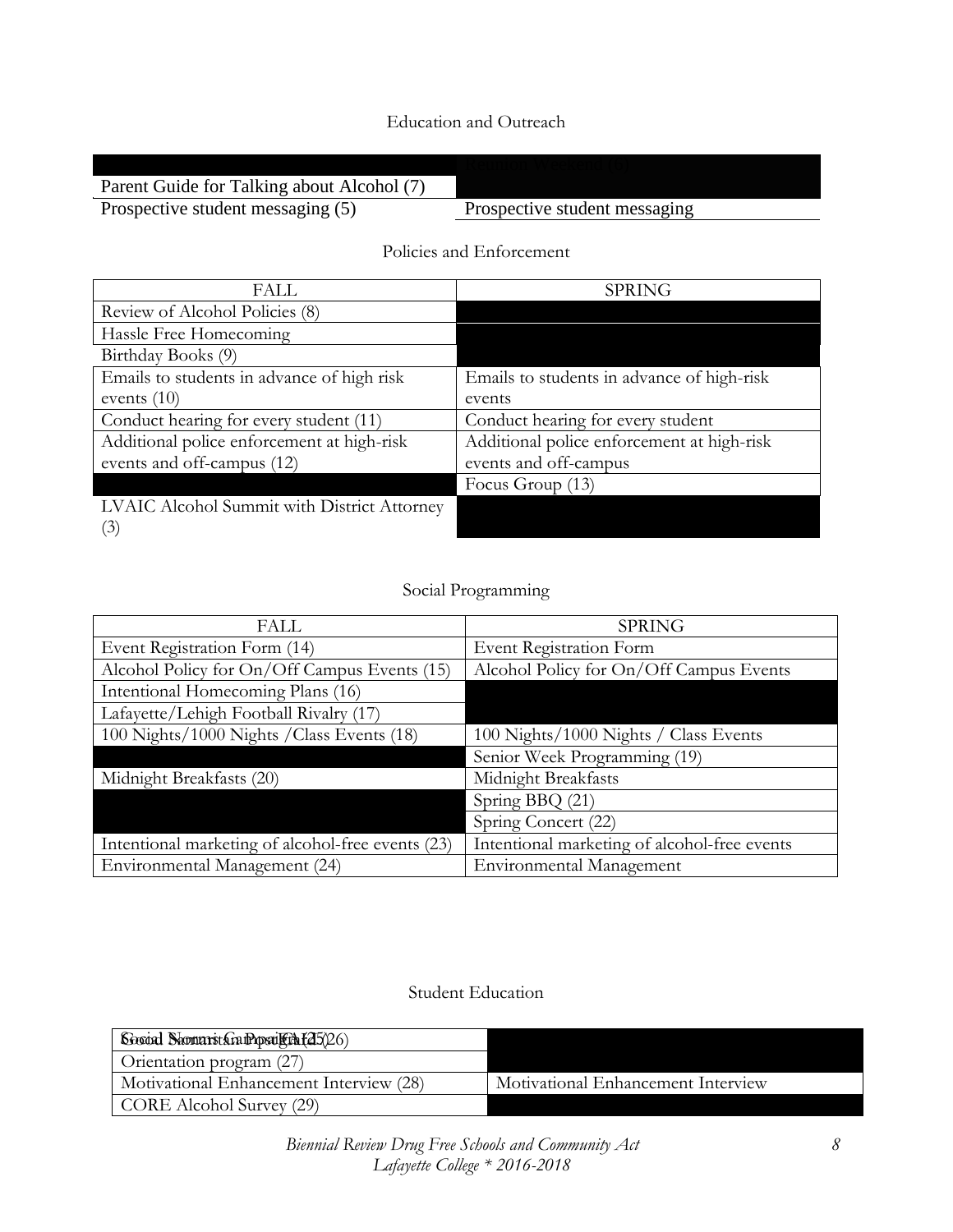Education and Outreach

| | Reunion Weekend (6) |
|---|---|
| Parent Guide for Talking about Alcohol (7) | |
| Prospective student messaging (5) | Prospective student messaging |

Policies and Enforcement

| FALL | SPRING |
|---|---|
| Review of Alcohol Policies (8) | |
| Hassle Free Homecoming | |
| Birthday Books (9) | |
| Emails to students in advance of high risk events (10) | Emails to students in advance of high-risk events |
| Conduct hearing for every student (11) | Conduct hearing for every student |
| Additional police enforcement at high-risk events and off-campus (12) | Additional police enforcement at high-risk events and off-campus |
| | Focus Group (13) |
| LVAIC Alcohol Summit with District Attorney (3) | |

Social Programming

| FALL | SPRING |
|---|---|
| Event Registration Form (14) | Event Registration Form |
| Alcohol Policy for On/Off Campus Events (15) | Alcohol Policy for On/Off Campus Events |
| Intentional Homecoming Plans (16) | |
| Lafayette/Lehigh Football Rivalry (17) | |
| 100 Nights/1000 Nights /Class Events (18) | 100 Nights/1000 Nights / Class Events |
| | Senior Week Programming (19) |
| Midnight Breakfasts (20) | Midnight Breakfasts |
| | Spring BBQ (21) |
| | Spring Concert (22) |
| Intentional marketing of alcohol-free events (23) | Intentional marketing of alcohol-free events |
| Environmental Management (24) | Environmental Management |

Student Education

| | |
|---|---|
| Social Norms Campaign (25) / Good Samaritan Policy (26) | |
| Orientation program (27) | |
| Motivational Enhancement Interview (28) | Motivational Enhancement Interview |
| CORE Alcohol Survey (29) | |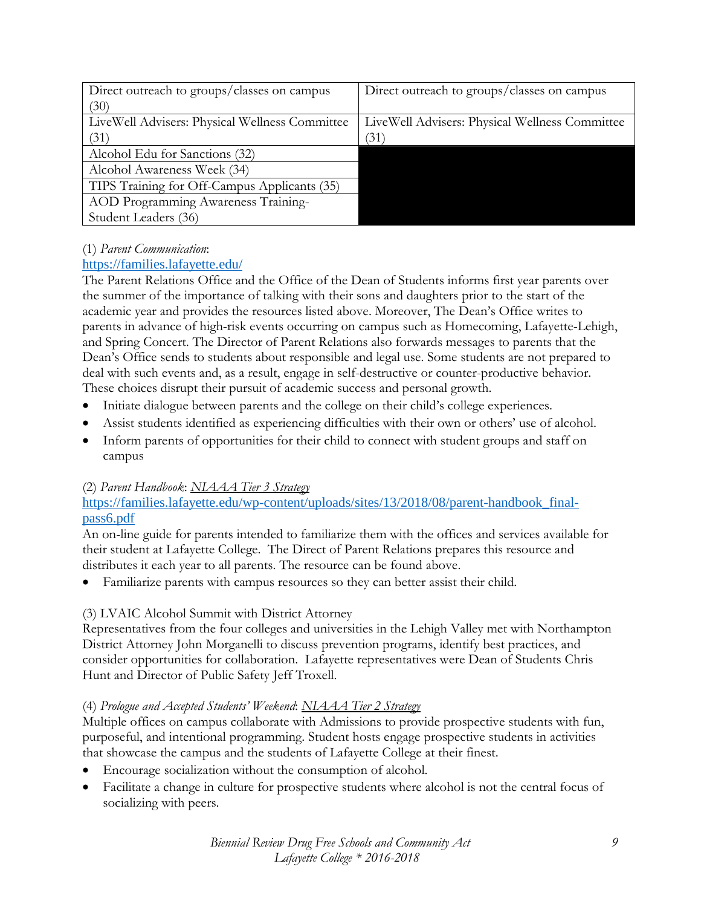| Direct outreach to groups/classes on campus (30) | Direct outreach to groups/classes on campus |
|---|---|
| LiveWell Advisers: Physical Wellness Committee (31) | LiveWell Advisers: Physical Wellness Committee (31) |
| Alcohol Edu for Sanctions (32) | |
| Alcohol Awareness Week (34) | |
| TIPS Training for Off-Campus Applicants (35) | |
| AOD Programming Awareness Training-Student Leaders (36) | |

(1) *Parent Communication*:
https://families.lafayette.edu/
The Parent Relations Office and the Office of the Dean of Students informs first year parents over the summer of the importance of talking with their sons and daughters prior to the start of the academic year and provides the resources listed above. Moreover, The Dean's Office writes to parents in advance of high-risk events occurring on campus such as Homecoming, Lafayette-Lehigh, and Spring Concert. The Director of Parent Relations also forwards messages to parents that the Dean's Office sends to students about responsible and legal use. Some students are not prepared to deal with such events and, as a result, engage in self-destructive or counter-productive behavior. These choices disrupt their pursuit of academic success and personal growth.

- Initiate dialogue between parents and the college on their child's college experiences.
- Assist students identified as experiencing difficulties with their own or others' use of alcohol.
- Inform parents of opportunities for their child to connect with student groups and staff on campus

(2) *Parent Handbook*: *NIAAA Tier 3 Strategy*
https://families.lafayette.edu/wp-content/uploads/sites/13/2018/08/parent-handbook_final-pass6.pdf
An on-line guide for parents intended to familiarize them with the offices and services available for their student at Lafayette College. The Direct of Parent Relations prepares this resource and distributes it each year to all parents. The resource can be found above.

- Familiarize parents with campus resources so they can better assist their child.

(3) LVAIC Alcohol Summit with District Attorney
Representatives from the four colleges and universities in the Lehigh Valley met with Northampton District Attorney John Morganelli to discuss prevention programs, identify best practices, and consider opportunities for collaboration. Lafayette representatives were Dean of Students Chris Hunt and Director of Public Safety Jeff Troxell.

(4) *Prologue and Accepted Students' Weekend*: *NIAAA Tier 2 Strategy*
Multiple offices on campus collaborate with Admissions to provide prospective students with fun, purposeful, and intentional programming. Student hosts engage prospective students in activities that showcase the campus and the students of Lafayette College at their finest.

- Encourage socialization without the consumption of alcohol.
- Facilitate a change in culture for prospective students where alcohol is not the central focus of socializing with peers.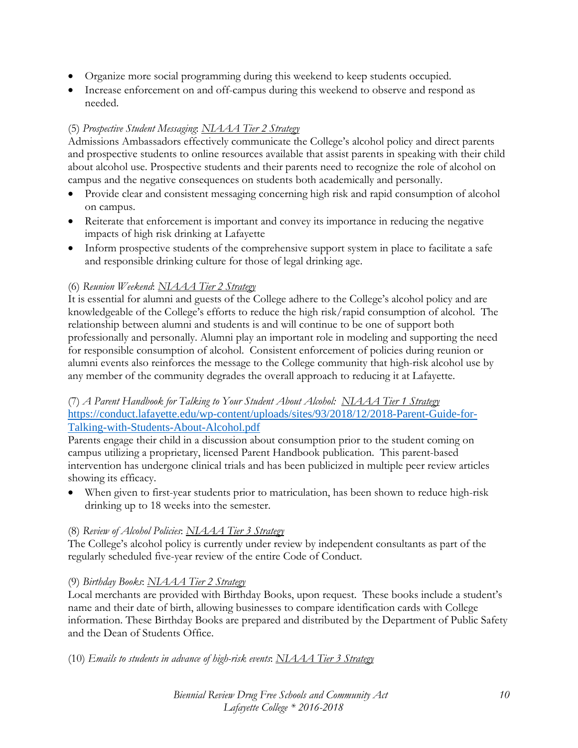- Organize more social programming during this weekend to keep students occupied.
- Increase enforcement on and off-campus during this weekend to observe and respond as needed.

(5) *Prospective Student Messaging*: <u>*NIAAA Tier 2 Strategy*</u>
Admissions Ambassadors effectively communicate the College's alcohol policy and direct parents and prospective students to online resources available that assist parents in speaking with their child about alcohol use. Prospective students and their parents need to recognize the role of alcohol on campus and the negative consequences on students both academically and personally.

- Provide clear and consistent messaging concerning high risk and rapid consumption of alcohol on campus.
- Reiterate that enforcement is important and convey its importance in reducing the negative impacts of high risk drinking at Lafayette
- Inform prospective students of the comprehensive support system in place to facilitate a safe and responsible drinking culture for those of legal drinking age.

(6) *Reunion Weekend*: <u>*NIAAA Tier 2 Strategy*</u>
It is essential for alumni and guests of the College adhere to the College's alcohol policy and are knowledgeable of the College's efforts to reduce the high risk/rapid consumption of alcohol. The relationship between alumni and students is and will continue to be one of support both professionally and personally. Alumni play an important role in modeling and supporting the need for responsible consumption of alcohol. Consistent enforcement of policies during reunion or alumni events also reinforces the message to the College community that high-risk alcohol use by any member of the community degrades the overall approach to reducing it at Lafayette.

(7) *A Parent Handbook for Talking to Your Student About Alcohol:* <u>*NIAAA Tier 1 Strategy*</u>
https://conduct.lafayette.edu/wp-content/uploads/sites/93/2018/12/2018-Parent-Guide-for-Talking-with-Students-About-Alcohol.pdf
Parents engage their child in a discussion about consumption prior to the student coming on campus utilizing a proprietary, licensed Parent Handbook publication. This parent-based intervention has undergone clinical trials and has been publicized in multiple peer review articles showing its efficacy.

- When given to first-year students prior to matriculation, has been shown to reduce high-risk drinking up to 18 weeks into the semester.

(8) *Review of Alcohol Policies*: <u>*NIAAA Tier 3 Strategy*</u>
The College's alcohol policy is currently under review by independent consultants as part of the regularly scheduled five-year review of the entire Code of Conduct.

(9) *Birthday Books*: <u>*NIAAA Tier 2 Strategy*</u>
Local merchants are provided with Birthday Books, upon request. These books include a student's name and their date of birth, allowing businesses to compare identification cards with College information. These Birthday Books are prepared and distributed by the Department of Public Safety and the Dean of Students Office.

(10) *Emails to students in advance of high-risk events*: <u>*NIAAA Tier 3 Strategy*</u>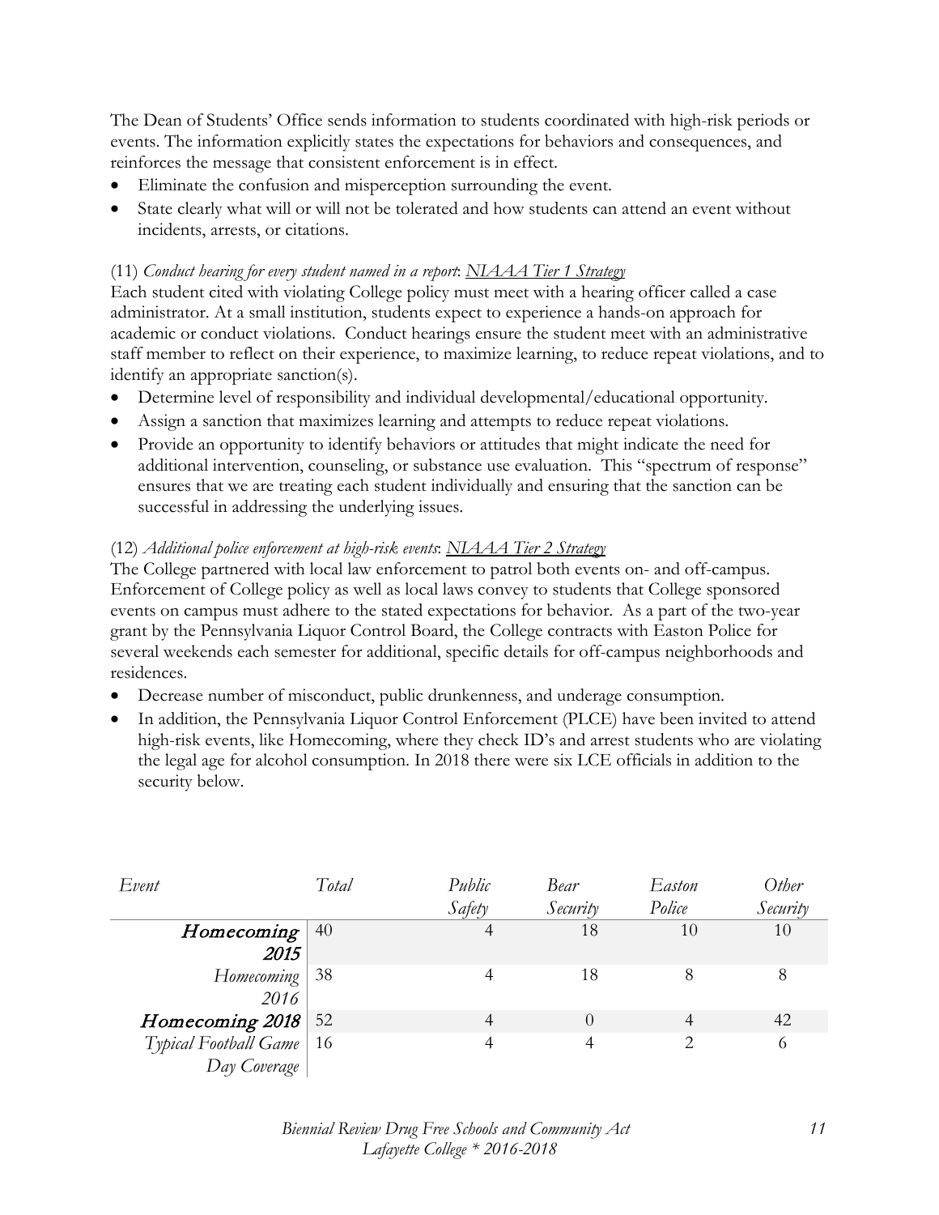The Dean of Students' Office sends information to students coordinated with high-risk periods or events. The information explicitly states the expectations for behaviors and consequences, and reinforces the message that consistent enforcement is in effect.

- Eliminate the confusion and misperception surrounding the event.
- State clearly what will or will not be tolerated and how students can attend an event without incidents, arrests, or citations.

(11) *Conduct hearing for every student named in a report*: *NIAAA Tier 1 Strategy*

Each student cited with violating College policy must meet with a hearing officer called a case administrator. At a small institution, students expect to experience a hands-on approach for academic or conduct violations. Conduct hearings ensure the student meet with an administrative staff member to reflect on their experience, to maximize learning, to reduce repeat violations, and to identify an appropriate sanction(s).

- Determine level of responsibility and individual developmental/educational opportunity.
- Assign a sanction that maximizes learning and attempts to reduce repeat violations.
- Provide an opportunity to identify behaviors or attitudes that might indicate the need for additional intervention, counseling, or substance use evaluation. This "spectrum of response" ensures that we are treating each student individually and ensuring that the sanction can be successful in addressing the underlying issues.

(12) *Additional police enforcement at high-risk events*: *NIAAA Tier 2 Strategy*

The College partnered with local law enforcement to patrol both events on- and off-campus. Enforcement of College policy as well as local laws convey to students that College sponsored events on campus must adhere to the stated expectations for behavior. As a part of the two-year grant by the Pennsylvania Liquor Control Board, the College contracts with Easton Police for several weekends each semester for additional, specific details for off-campus neighborhoods and residences.

- Decrease number of misconduct, public drunkenness, and underage consumption.
- In addition, the Pennsylvania Liquor Control Enforcement (PLCE) have been invited to attend high-risk events, like Homecoming, where they check ID's and arrest students who are violating the legal age for alcohol consumption. In 2018 there were six LCE officials in addition to the security below.

| *Event* | *Total* | *Public Safety* | *Bear Security* | *Easton Police* | *Other Security* |
|---|---|---|---|---|---|
| ***Homecoming 2015*** | 40 | 4 | 18 | 10 | 10 |
| *Homecoming 2016* | 38 | 4 | 18 | 8 | 8 |
| ***Homecoming 2018*** | 52 | 4 | 0 | 4 | 42 |
| *Typical Football Game Day Coverage* | 16 | 4 | 4 | 2 | 6 |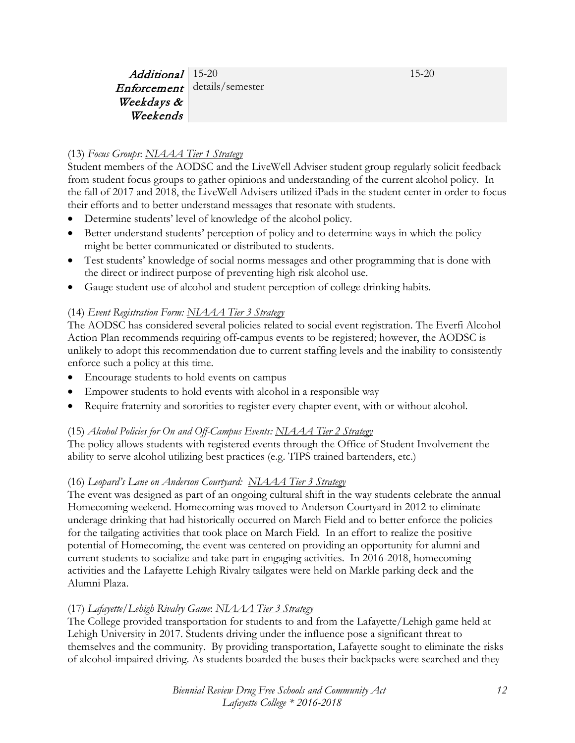| *Additional Enforcement Weekdays & Weekends* | 15-20 details/semester | 15-20 |
|---|---|---|

(13) *Focus Groups*: *NIAAA Tier 1 Strategy*

Student members of the AODSC and the LiveWell Adviser student group regularly solicit feedback from student focus groups to gather opinions and understanding of the current alcohol policy. In the fall of 2017 and 2018, the LiveWell Advisers utilized iPads in the student center in order to focus their efforts and to better understand messages that resonate with students.

- Determine students' level of knowledge of the alcohol policy.
- Better understand students' perception of policy and to determine ways in which the policy might be better communicated or distributed to students.
- Test students' knowledge of social norms messages and other programming that is done with the direct or indirect purpose of preventing high risk alcohol use.
- Gauge student use of alcohol and student perception of college drinking habits.

(14) *Event Registration Form: NIAAA Tier 3 Strategy*

The AODSC has considered several policies related to social event registration. The Everfi Alcohol Action Plan recommends requiring off-campus events to be registered; however, the AODSC is unlikely to adopt this recommendation due to current staffing levels and the inability to consistently enforce such a policy at this time.

- Encourage students to hold events on campus
- Empower students to hold events with alcohol in a responsible way
- Require fraternity and sororities to register every chapter event, with or without alcohol.

(15) *Alcohol Policies for On and Off-Campus Events: NIAAA Tier 2 Strategy*

The policy allows students with registered events through the Office of Student Involvement the ability to serve alcohol utilizing best practices (e.g. TIPS trained bartenders, etc.)

(16) *Leopard's Lane on Anderson Courtyard: NIAAA Tier 3 Strategy*

The event was designed as part of an ongoing cultural shift in the way students celebrate the annual Homecoming weekend. Homecoming was moved to Anderson Courtyard in 2012 to eliminate underage drinking that had historically occurred on March Field and to better enforce the policies for the tailgating activities that took place on March Field. In an effort to realize the positive potential of Homecoming, the event was centered on providing an opportunity for alumni and current students to socialize and take part in engaging activities. In 2016-2018, homecoming activities and the Lafayette Lehigh Rivalry tailgates were held on Markle parking deck and the Alumni Plaza.

(17) *Lafayette/Lehigh Rivalry Game*: *NIAAA Tier 3 Strategy*

The College provided transportation for students to and from the Lafayette/Lehigh game held at Lehigh University in 2017. Students driving under the influence pose a significant threat to themselves and the community. By providing transportation, Lafayette sought to eliminate the risks of alcohol-impaired driving. As students boarded the buses their backpacks were searched and they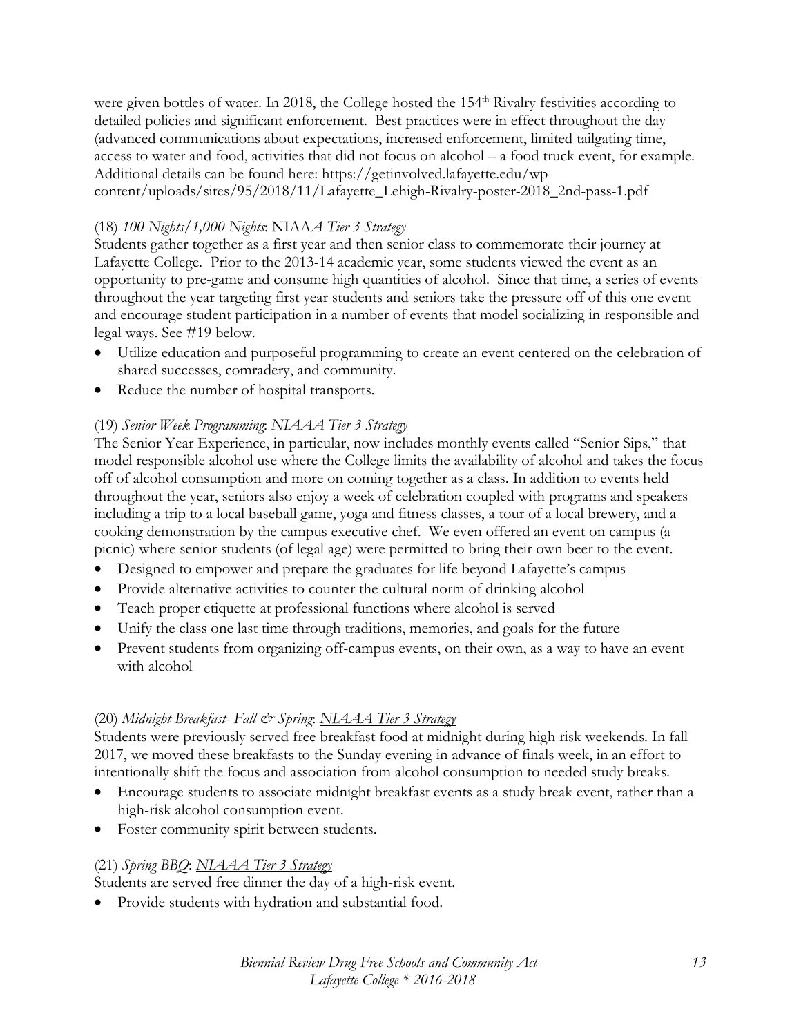were given bottles of water. In 2018, the College hosted the 154th Rivalry festivities according to detailed policies and significant enforcement. Best practices were in effect throughout the day (advanced communications about expectations, increased enforcement, limited tailgating time, access to water and food, activities that did not focus on alcohol – a food truck event, for example. Additional details can be found here: https://getinvolved.lafayette.edu/wp-content/uploads/sites/95/2018/11/Lafayette_Lehigh-Rivalry-poster-2018_2nd-pass-1.pdf

(18) *100 Nights/1,000 Nights*: NIAA*A Tier 3 Strategy*

Students gather together as a first year and then senior class to commemorate their journey at Lafayette College. Prior to the 2013-14 academic year, some students viewed the event as an opportunity to pre-game and consume high quantities of alcohol. Since that time, a series of events throughout the year targeting first year students and seniors take the pressure off of this one event and encourage student participation in a number of events that model socializing in responsible and legal ways. See #19 below.

- Utilize education and purposeful programming to create an event centered on the celebration of shared successes, comradery, and community.
- Reduce the number of hospital transports.

(19) *Senior Week Programming*: *NIAAA Tier 3 Strategy*

The Senior Year Experience, in particular, now includes monthly events called "Senior Sips," that model responsible alcohol use where the College limits the availability of alcohol and takes the focus off of alcohol consumption and more on coming together as a class. In addition to events held throughout the year, seniors also enjoy a week of celebration coupled with programs and speakers including a trip to a local baseball game, yoga and fitness classes, a tour of a local brewery, and a cooking demonstration by the campus executive chef. We even offered an event on campus (a picnic) where senior students (of legal age) were permitted to bring their own beer to the event.

- Designed to empower and prepare the graduates for life beyond Lafayette's campus
- Provide alternative activities to counter the cultural norm of drinking alcohol
- Teach proper etiquette at professional functions where alcohol is served
- Unify the class one last time through traditions, memories, and goals for the future
- Prevent students from organizing off-campus events, on their own, as a way to have an event with alcohol

(20) *Midnight Breakfast- Fall & Spring*: *NIAAA Tier 3 Strategy*

Students were previously served free breakfast food at midnight during high risk weekends. In fall 2017, we moved these breakfasts to the Sunday evening in advance of finals week, in an effort to intentionally shift the focus and association from alcohol consumption to needed study breaks.

- Encourage students to associate midnight breakfast events as a study break event, rather than a high-risk alcohol consumption event.
- Foster community spirit between students.

(21) *Spring BBQ*: *NIAAA Tier 3 Strategy*

Students are served free dinner the day of a high-risk event.

- Provide students with hydration and substantial food.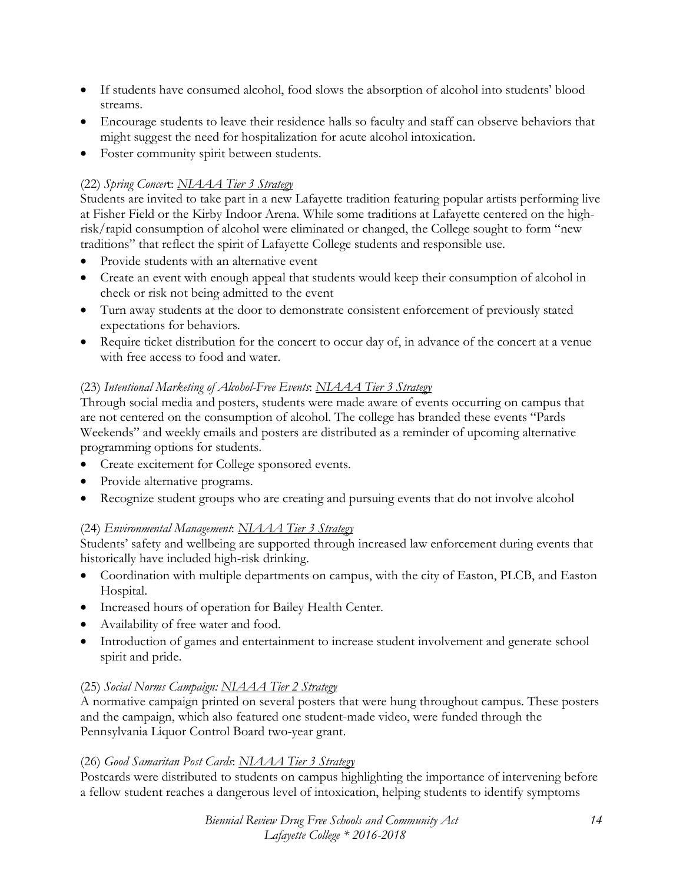- If students have consumed alcohol, food slows the absorption of alcohol into students' blood streams.
- Encourage students to leave their residence halls so faculty and staff can observe behaviors that might suggest the need for hospitalization for acute alcohol intoxication.
- Foster community spirit between students.

(22) *Spring Concert*: *NIAAA Tier 3 Strategy*

Students are invited to take part in a new Lafayette tradition featuring popular artists performing live at Fisher Field or the Kirby Indoor Arena. While some traditions at Lafayette centered on the high-risk/rapid consumption of alcohol were eliminated or changed, the College sought to form "new traditions" that reflect the spirit of Lafayette College students and responsible use.

- Provide students with an alternative event
- Create an event with enough appeal that students would keep their consumption of alcohol in check or risk not being admitted to the event
- Turn away students at the door to demonstrate consistent enforcement of previously stated expectations for behaviors.
- Require ticket distribution for the concert to occur day of, in advance of the concert at a venue with free access to food and water.

(23) *Intentional Marketing of Alcohol-Free Events*: *NIAAA Tier 3 Strategy*

Through social media and posters, students were made aware of events occurring on campus that are not centered on the consumption of alcohol. The college has branded these events "Pards Weekends" and weekly emails and posters are distributed as a reminder of upcoming alternative programming options for students.

- Create excitement for College sponsored events.
- Provide alternative programs.
- Recognize student groups who are creating and pursuing events that do not involve alcohol

(24) *Environmental Management*: *NIAAA Tier 3 Strategy*

Students' safety and wellbeing are supported through increased law enforcement during events that historically have included high-risk drinking.

- Coordination with multiple departments on campus, with the city of Easton, PLCB, and Easton Hospital.
- Increased hours of operation for Bailey Health Center.
- Availability of free water and food.
- Introduction of games and entertainment to increase student involvement and generate school spirit and pride.

(25) *Social Norms Campaign: NIAAA Tier 2 Strategy*

A normative campaign printed on several posters that were hung throughout campus. These posters and the campaign, which also featured one student-made video, were funded through the Pennsylvania Liquor Control Board two-year grant.

(26) *Good Samaritan Post Cards*: *NIAAA Tier 3 Strategy*

Postcards were distributed to students on campus highlighting the importance of intervening before a fellow student reaches a dangerous level of intoxication, helping students to identify symptoms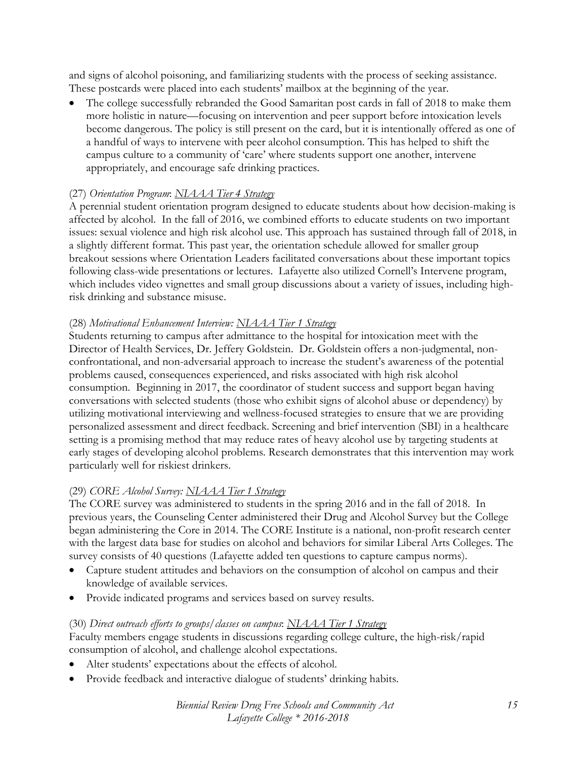and signs of alcohol poisoning, and familiarizing students with the process of seeking assistance. These postcards were placed into each students' mailbox at the beginning of the year.

- The college successfully rebranded the Good Samaritan post cards in fall of 2018 to make them more holistic in nature—focusing on intervention and peer support before intoxication levels become dangerous. The policy is still present on the card, but it is intentionally offered as one of a handful of ways to intervene with peer alcohol consumption. This has helped to shift the campus culture to a community of 'care' where students support one another, intervene appropriately, and encourage safe drinking practices.

(27) *Orientation Program*: NIAAA Tier 4 Strategy

A perennial student orientation program designed to educate students about how decision-making is affected by alcohol. In the fall of 2016, we combined efforts to educate students on two important issues: sexual violence and high risk alcohol use. This approach has sustained through fall of 2018, in a slightly different format. This past year, the orientation schedule allowed for smaller group breakout sessions where Orientation Leaders facilitated conversations about these important topics following class-wide presentations or lectures. Lafayette also utilized Cornell's Intervene program, which includes video vignettes and small group discussions about a variety of issues, including high-risk drinking and substance misuse.

(28) *Motivational Enhancement Interview:* NIAAA Tier 1 Strategy

Students returning to campus after admittance to the hospital for intoxication meet with the Director of Health Services, Dr. Jeffery Goldstein. Dr. Goldstein offers a non-judgmental, non-confrontational, and non-adversarial approach to increase the student's awareness of the potential problems caused, consequences experienced, and risks associated with high risk alcohol consumption. Beginning in 2017, the coordinator of student success and support began having conversations with selected students (those who exhibit signs of alcohol abuse or dependency) by utilizing motivational interviewing and wellness-focused strategies to ensure that we are providing personalized assessment and direct feedback. Screening and brief intervention (SBI) in a healthcare setting is a promising method that may reduce rates of heavy alcohol use by targeting students at early stages of developing alcohol problems. Research demonstrates that this intervention may work particularly well for riskiest drinkers.

(29) *CORE Alcohol Survey:* NIAAA Tier 1 Strategy

The CORE survey was administered to students in the spring 2016 and in the fall of 2018. In previous years, the Counseling Center administered their Drug and Alcohol Survey but the College began administering the Core in 2014. The CORE Institute is a national, non-profit research center with the largest data base for studies on alcohol and behaviors for similar Liberal Arts Colleges. The survey consists of 40 questions (Lafayette added ten questions to capture campus norms).

- Capture student attitudes and behaviors on the consumption of alcohol on campus and their knowledge of available services.
- Provide indicated programs and services based on survey results.

(30) *Direct outreach efforts to groups/classes on campus*: NIAAA Tier 1 Strategy

Faculty members engage students in discussions regarding college culture, the high-risk/rapid consumption of alcohol, and challenge alcohol expectations.

- Alter students' expectations about the effects of alcohol.
- Provide feedback and interactive dialogue of students' drinking habits.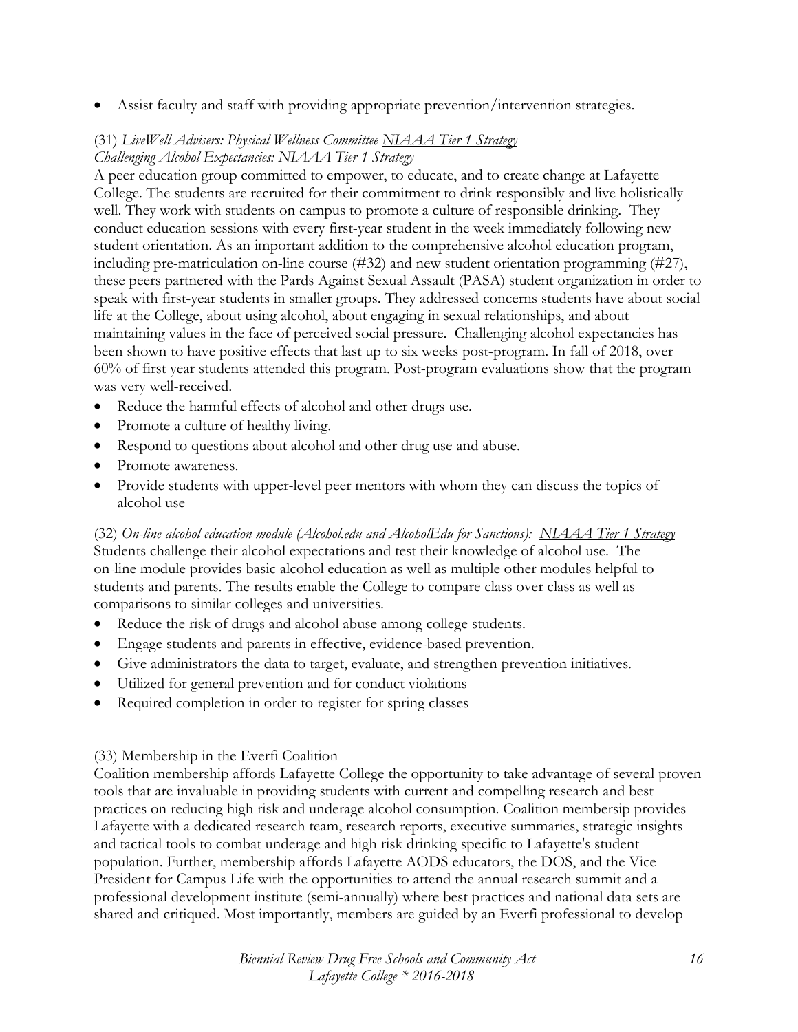- Assist faculty and staff with providing appropriate prevention/intervention strategies.

(31) *LiveWell Advisers: Physical Wellness Committee* *<u>NIAAA Tier 1 Strategy</u>*
*<u>Challenging Alcohol Expectancies: NIAAA Tier 1 Strategy</u>*
A peer education group committed to empower, to educate, and to create change at Lafayette College. The students are recruited for their commitment to drink responsibly and live holistically well. They work with students on campus to promote a culture of responsible drinking. They conduct education sessions with every first-year student in the week immediately following new student orientation. As an important addition to the comprehensive alcohol education program, including pre-matriculation on-line course (#32) and new student orientation programming (#27), these peers partnered with the Pards Against Sexual Assault (PASA) student organization in order to speak with first-year students in smaller groups. They addressed concerns students have about social life at the College, about using alcohol, about engaging in sexual relationships, and about maintaining values in the face of perceived social pressure. Challenging alcohol expectancies has been shown to have positive effects that last up to six weeks post-program. In fall of 2018, over 60% of first year students attended this program. Post-program evaluations show that the program was very well-received.

- Reduce the harmful effects of alcohol and other drugs use.
- Promote a culture of healthy living.
- Respond to questions about alcohol and other drug use and abuse.
- Promote awareness.
- Provide students with upper-level peer mentors with whom they can discuss the topics of alcohol use

(32) *On-line alcohol education module (Alcohol.edu and AlcoholEdu for Sanctions):* *<u>NIAAA Tier 1 Strategy</u>*
Students challenge their alcohol expectations and test their knowledge of alcohol use. The on-line module provides basic alcohol education as well as multiple other modules helpful to students and parents. The results enable the College to compare class over class as well as comparisons to similar colleges and universities.

- Reduce the risk of drugs and alcohol abuse among college students.
- Engage students and parents in effective, evidence-based prevention.
- Give administrators the data to target, evaluate, and strengthen prevention initiatives.
- Utilized for general prevention and for conduct violations
- Required completion in order to register for spring classes

(33) Membership in the Everfi Coalition
Coalition membership affords Lafayette College the opportunity to take advantage of several proven tools that are invaluable in providing students with current and compelling research and best practices on reducing high risk and underage alcohol consumption. Coalition membersip provides Lafayette with a dedicated research team, research reports, executive summaries, strategic insights and tactical tools to combat underage and high risk drinking specific to Lafayette's student population. Further, membership affords Lafayette AODS educators, the DOS, and the Vice President for Campus Life with the opportunities to attend the annual research summit and a professional development institute (semi-annually) where best practices and national data sets are shared and critiqued. Most importantly, members are guided by an Everfi professional to develop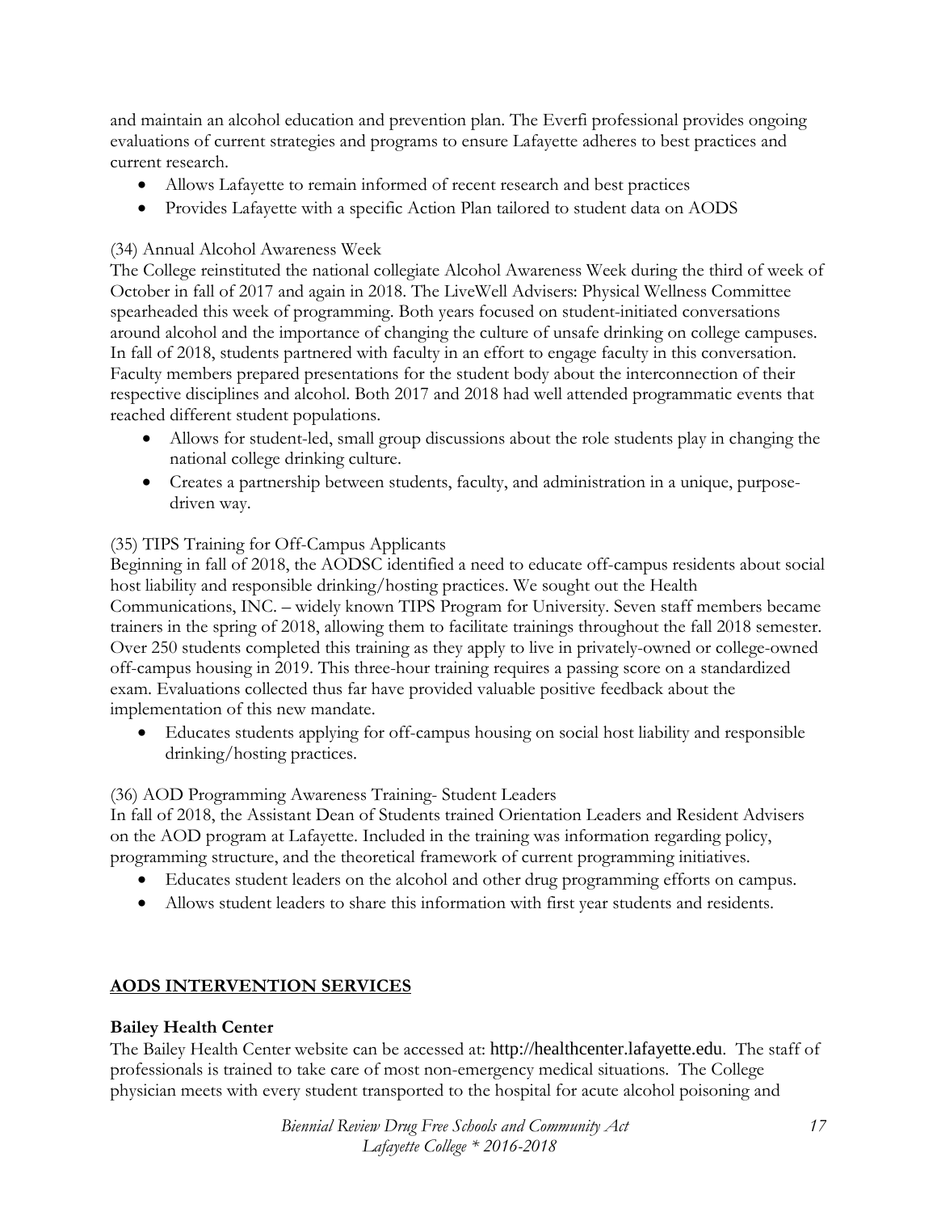and maintain an alcohol education and prevention plan. The Everfi professional provides ongoing evaluations of current strategies and programs to ensure Lafayette adheres to best practices and current research.

- Allows Lafayette to remain informed of recent research and best practices
- Provides Lafayette with a specific Action Plan tailored to student data on AODS

(34) Annual Alcohol Awareness Week

The College reinstituted the national collegiate Alcohol Awareness Week during the third of week of October in fall of 2017 and again in 2018. The LiveWell Advisers: Physical Wellness Committee spearheaded this week of programming. Both years focused on student-initiated conversations around alcohol and the importance of changing the culture of unsafe drinking on college campuses. In fall of 2018, students partnered with faculty in an effort to engage faculty in this conversation. Faculty members prepared presentations for the student body about the interconnection of their respective disciplines and alcohol. Both 2017 and 2018 had well attended programmatic events that reached different student populations.

- Allows for student-led, small group discussions about the role students play in changing the national college drinking culture.
- Creates a partnership between students, faculty, and administration in a unique, purpose-driven way.

(35) TIPS Training for Off-Campus Applicants

Beginning in fall of 2018, the AODSC identified a need to educate off-campus residents about social host liability and responsible drinking/hosting practices. We sought out the Health Communications, INC. – widely known TIPS Program for University. Seven staff members became trainers in the spring of 2018, allowing them to facilitate trainings throughout the fall 2018 semester. Over 250 students completed this training as they apply to live in privately-owned or college-owned off-campus housing in 2019. This three-hour training requires a passing score on a standardized exam. Evaluations collected thus far have provided valuable positive feedback about the implementation of this new mandate.

- Educates students applying for off-campus housing on social host liability and responsible drinking/hosting practices.

(36) AOD Programming Awareness Training- Student Leaders

In fall of 2018, the Assistant Dean of Students trained Orientation Leaders and Resident Advisers on the AOD program at Lafayette. Included in the training was information regarding policy, programming structure, and the theoretical framework of current programming initiatives.

- Educates student leaders on the alcohol and other drug programming efforts on campus.
- Allows student leaders to share this information with first year students and residents.

## AODS INTERVENTION SERVICES

### Bailey Health Center

The Bailey Health Center website can be accessed at: http://healthcenter.lafayette.edu. The staff of professionals is trained to take care of most non-emergency medical situations. The College physician meets with every student transported to the hospital for acute alcohol poisoning and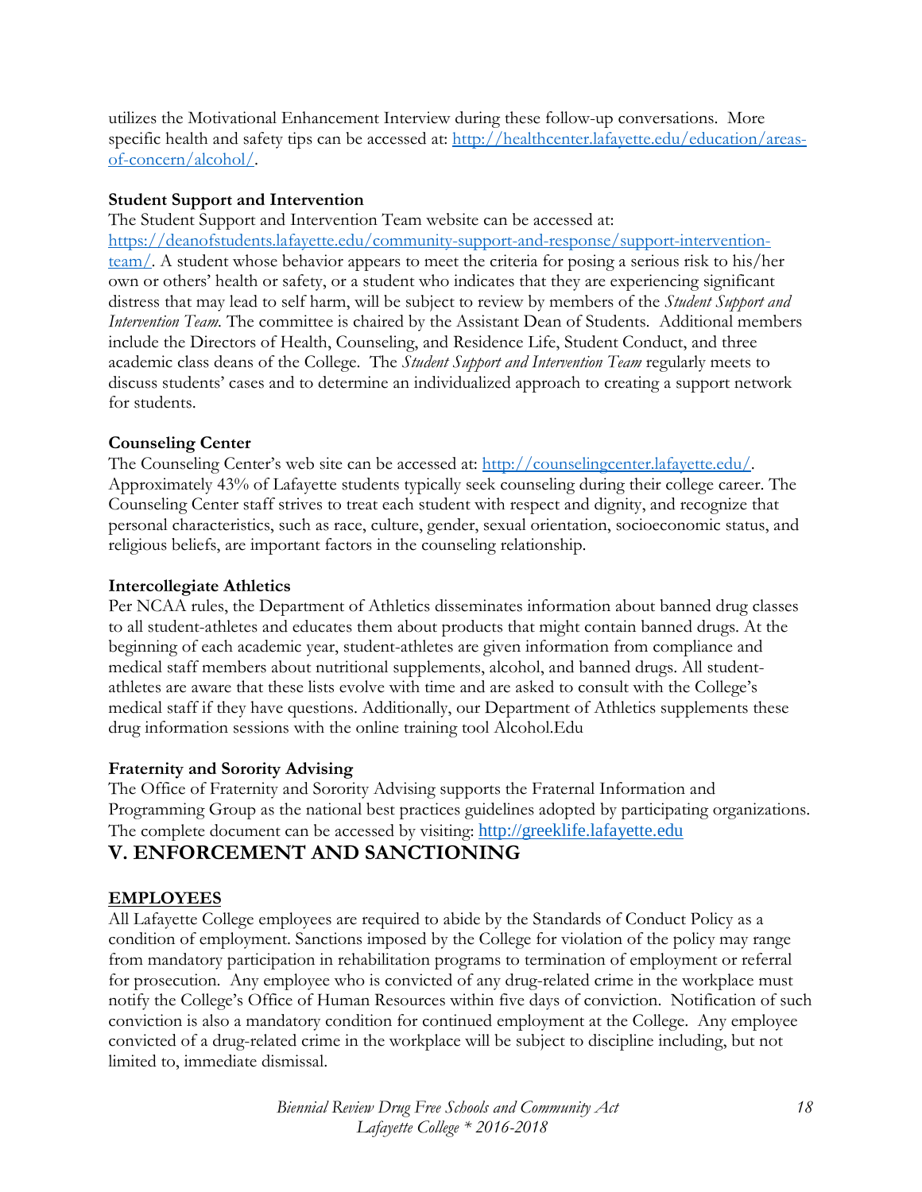utilizes the Motivational Enhancement Interview during these follow-up conversations. More specific health and safety tips can be accessed at: [http://healthcenter.lafayette.edu/education/areas-of-concern/alcohol/](http://healthcenter.lafayette.edu/education/areas-of-concern/alcohol/).

**Student Support and Intervention**

The Student Support and Intervention Team website can be accessed at: [https://deanofstudents.lafayette.edu/community-support-and-response/support-intervention-team/](https://deanofstudents.lafayette.edu/community-support-and-response/support-intervention-team/). A student whose behavior appears to meet the criteria for posing a serious risk to his/her own or others' health or safety, or a student who indicates that they are experiencing significant distress that may lead to self harm, will be subject to review by members of the *Student Support and Intervention Team.* The committee is chaired by the Assistant Dean of Students. Additional members include the Directors of Health, Counseling, and Residence Life, Student Conduct, and three academic class deans of the College. The *Student Support and Intervention Team* regularly meets to discuss students' cases and to determine an individualized approach to creating a support network for students.

**Counseling Center**

The Counseling Center's web site can be accessed at: [http://counselingcenter.lafayette.edu/](http://counselingcenter.lafayette.edu/). Approximately 43% of Lafayette students typically seek counseling during their college career. The Counseling Center staff strives to treat each student with respect and dignity, and recognize that personal characteristics, such as race, culture, gender, sexual orientation, socioeconomic status, and religious beliefs, are important factors in the counseling relationship.

**Intercollegiate Athletics**

Per NCAA rules, the Department of Athletics disseminates information about banned drug classes to all student-athletes and educates them about products that might contain banned drugs. At the beginning of each academic year, student-athletes are given information from compliance and medical staff members about nutritional supplements, alcohol, and banned drugs. All student-athletes are aware that these lists evolve with time and are asked to consult with the College's medical staff if they have questions. Additionally, our Department of Athletics supplements these drug information sessions with the online training tool Alcohol.Edu

**Fraternity and Sorority Advising**

The Office of Fraternity and Sorority Advising supports the Fraternal Information and Programming Group as the national best practices guidelines adopted by participating organizations. The complete document can be accessed by visiting: [http://greeklife.lafayette.edu](http://greeklife.lafayette.edu)

## V. ENFORCEMENT AND SANCTIONING

**EMPLOYEES**

All Lafayette College employees are required to abide by the Standards of Conduct Policy as a condition of employment. Sanctions imposed by the College for violation of the policy may range from mandatory participation in rehabilitation programs to termination of employment or referral for prosecution. Any employee who is convicted of any drug-related crime in the workplace must notify the College's Office of Human Resources within five days of conviction. Notification of such conviction is also a mandatory condition for continued employment at the College. Any employee convicted of a drug-related crime in the workplace will be subject to discipline including, but not limited to, immediate dismissal.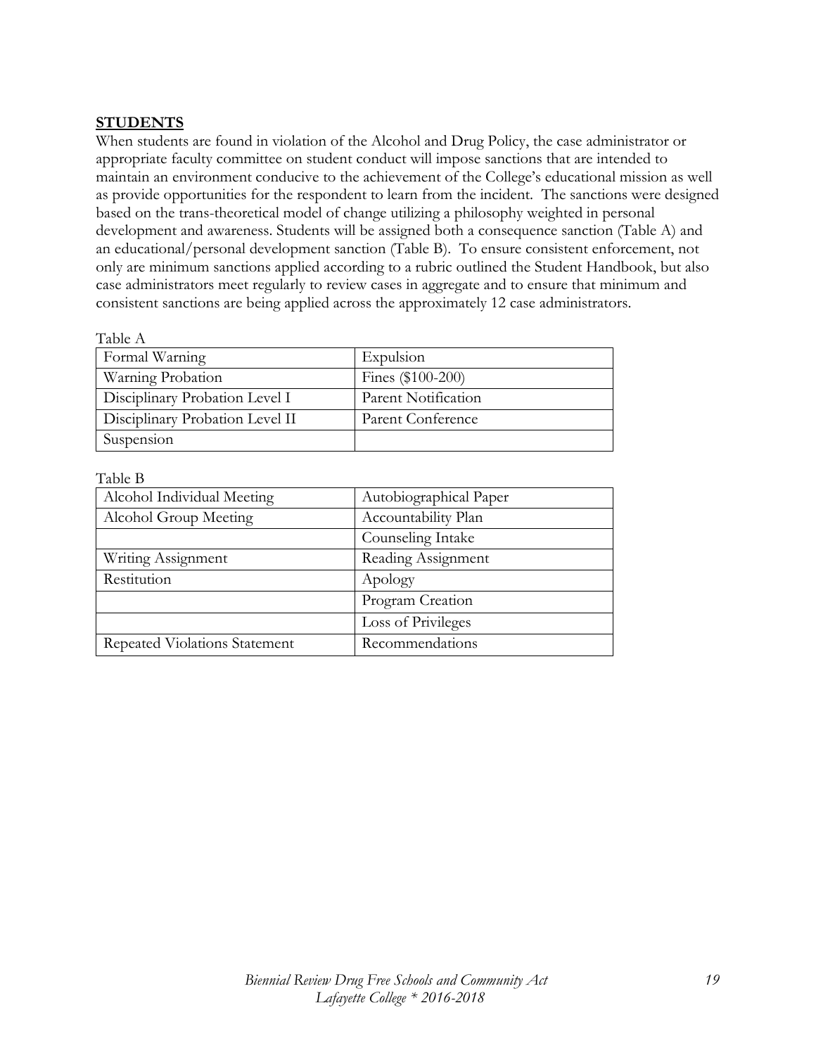## STUDENTS

When students are found in violation of the Alcohol and Drug Policy, the case administrator or appropriate faculty committee on student conduct will impose sanctions that are intended to maintain an environment conducive to the achievement of the College's educational mission as well as provide opportunities for the respondent to learn from the incident. The sanctions were designed based on the trans-theoretical model of change utilizing a philosophy weighted in personal development and awareness. Students will be assigned both a consequence sanction (Table A) and an educational/personal development sanction (Table B). To ensure consistent enforcement, not only are minimum sanctions applied according to a rubric outlined the Student Handbook, but also case administrators meet regularly to review cases in aggregate and to ensure that minimum and consistent sanctions are being applied across the approximately 12 case administrators.

Table A

| | |
|---|---|
| Formal Warning | Expulsion |
| Warning Probation | Fines ($100-200) |
| Disciplinary Probation Level I | Parent Notification |
| Disciplinary Probation Level II | Parent Conference |
| Suspension | |

Table B

| | |
|---|---|
| Alcohol Individual Meeting | Autobiographical Paper |
| Alcohol Group Meeting | Accountability Plan |
| | Counseling Intake |
| Writing Assignment | Reading Assignment |
| Restitution | Apology |
| | Program Creation |
| | Loss of Privileges |
| Repeated Violations Statement | Recommendations |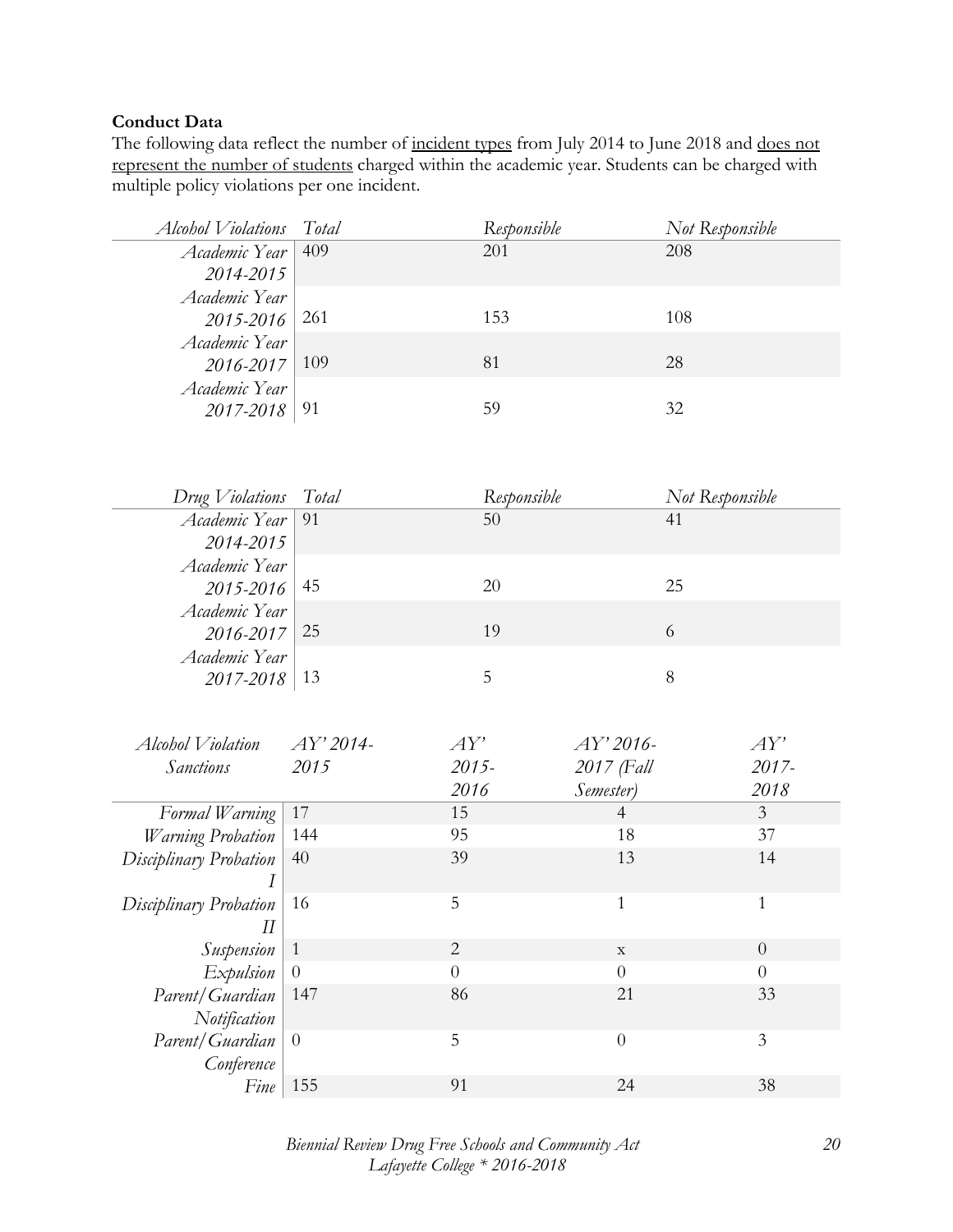**Conduct Data**

The following data reflect the number of <u>incident types</u> from July 2014 to June 2018 and <u>does not represent the number of students</u> charged within the academic year. Students can be charged with multiple policy violations per one incident.

| *Alcohol Violations* | *Total* | *Responsible* | *Not Responsible* |
|---|---|---|---|
| *Academic Year 2014-2015* | 409 | 201 | 208 |
| *Academic Year 2015-2016* | 261 | 153 | 108 |
| *Academic Year 2016-2017* | 109 | 81 | 28 |
| *Academic Year 2017-2018* | 91 | 59 | 32 |

| *Drug Violations* | *Total* | *Responsible* | *Not Responsible* |
|---|---|---|---|
| *Academic Year 2014-2015* | 91 | 50 | 41 |
| *Academic Year 2015-2016* | 45 | 20 | 25 |
| *Academic Year 2016-2017* | 25 | 19 | 6 |
| *Academic Year 2017-2018* | 13 | 5 | 8 |

| *Alcohol Violation Sanctions* | *AY' 2014-2015* | *AY' 2015-2016* | *AY' 2016-2017 (Fall Semester)* | *AY' 2017-2018* |
|---|---|---|---|---|
| *Formal Warning* | 17 | 15 | 4 | 3 |
| *Warning Probation* | 144 | 95 | 18 | 37 |
| *Disciplinary Probation I* | 40 | 39 | 13 | 14 |
| *Disciplinary Probation II* | 16 | 5 | 1 | 1 |
| *Suspension* | 1 | 2 | x | 0 |
| *Expulsion* | 0 | 0 | 0 | 0 |
| *Parent/Guardian Notification* | 147 | 86 | 21 | 33 |
| *Parent/Guardian Conference* | 0 | 5 | 0 | 3 |
| *Fine* | 155 | 91 | 24 | 38 |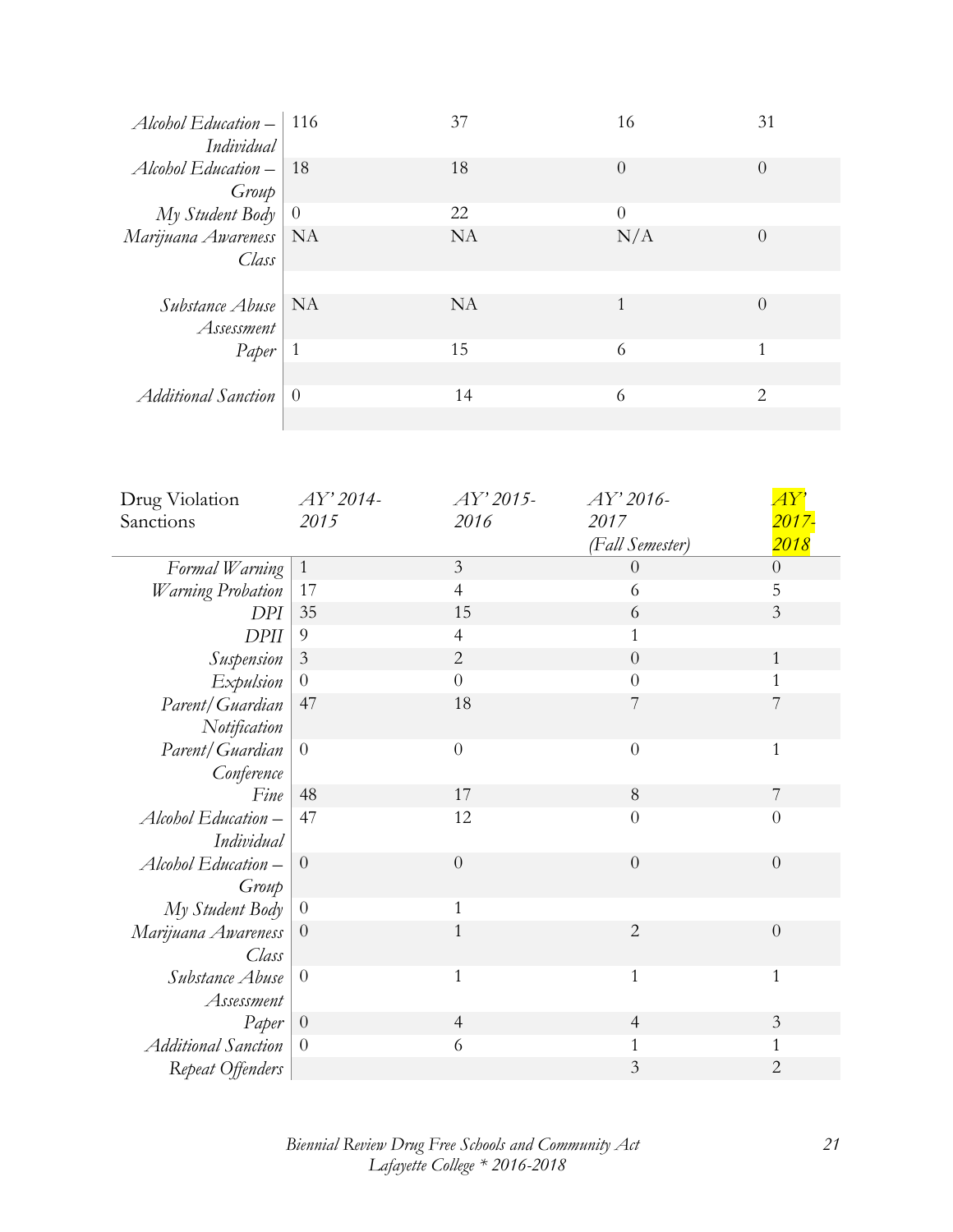| | | | | |
|---|---|---|---|---|
| *Alcohol Education – Individual* | 116 | 37 | 16 | 31 |
| *Alcohol Education – Group* | 18 | 18 | 0 | 0 |
| *My Student Body* | 0 | 22 | 0 | |
| *Marijuana Awareness Class* | NA | NA | N/A | 0 |
| *Substance Abuse Assessment* | NA | NA | 1 | 0 |
| *Paper* | 1 | 15 | 6 | 1 |
| *Additional Sanction* | 0 | 14 | 6 | 2 |

| Drug Violation Sanctions | *AY' 2014-2015* | *AY' 2015-2016* | *AY' 2016-2017 (Fall Semester)* | *AY' 2017-2018* |
|---|---|---|---|---|
| *Formal Warning* | 1 | 3 | 0 | 0 |
| *Warning Probation* | 17 | 4 | 6 | 5 |
| *DPI* | 35 | 15 | 6 | 3 |
| *DPII* | 9 | 4 | 1 | |
| *Suspension* | 3 | 2 | 0 | 1 |
| *Expulsion* | 0 | 0 | 0 | 1 |
| *Parent/Guardian Notification* | 47 | 18 | 7 | 7 |
| *Parent/Guardian Conference* | 0 | 0 | 0 | 1 |
| *Fine* | 48 | 17 | 8 | 7 |
| *Alcohol Education – Individual* | 47 | 12 | 0 | 0 |
| *Alcohol Education – Group* | 0 | 0 | 0 | 0 |
| *My Student Body* | 0 | 1 | | |
| *Marijuana Awareness Class* | 0 | 1 | 2 | 0 |
| *Substance Abuse Assessment* | 0 | 1 | 1 | 1 |
| *Paper* | 0 | 4 | 4 | 3 |
| *Additional Sanction* | 0 | 6 | 1 | 1 |
| *Repeat Offenders* | | | 3 | 2 |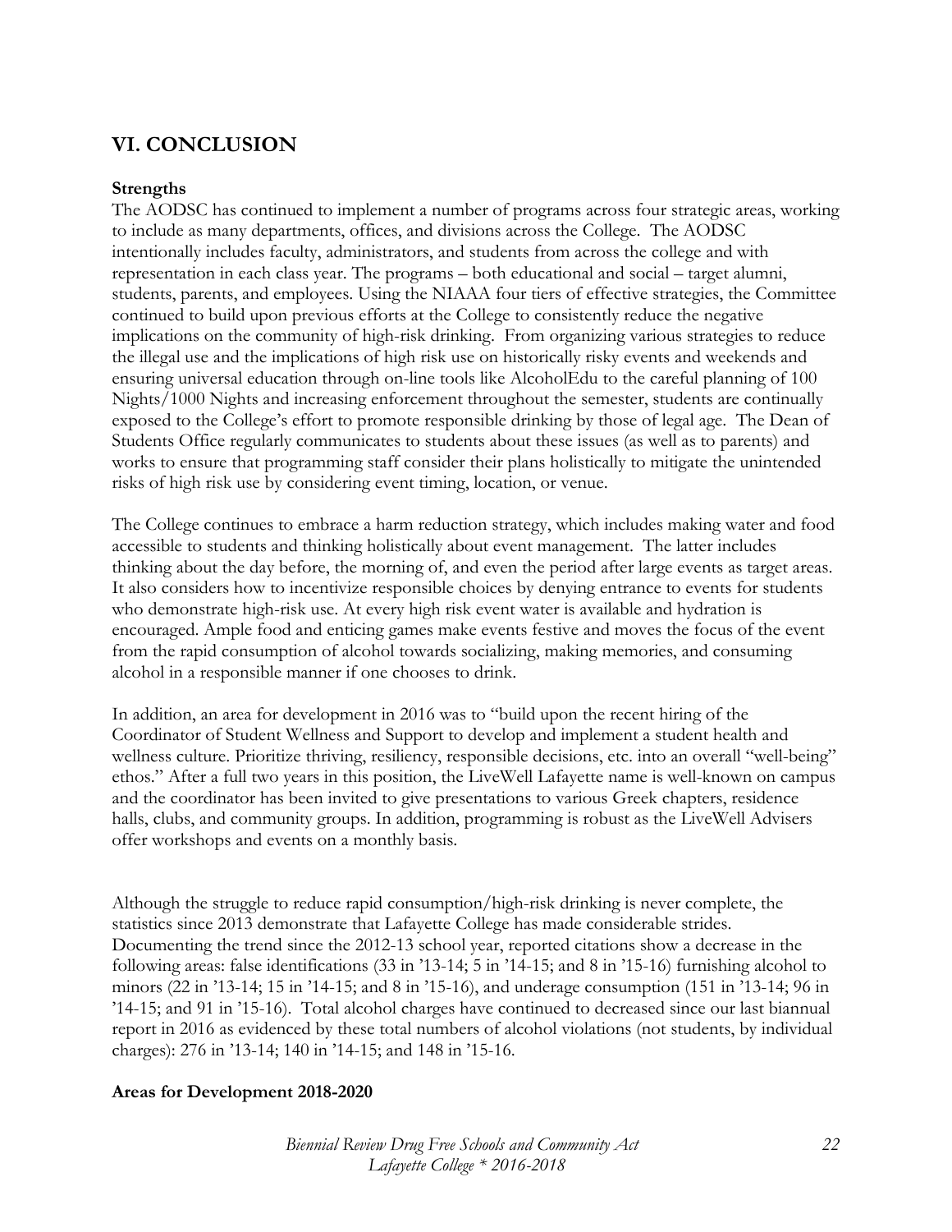## VI. CONCLUSION

**Strengths**

The AODSC has continued to implement a number of programs across four strategic areas, working to include as many departments, offices, and divisions across the College. The AODSC intentionally includes faculty, administrators, and students from across the college and with representation in each class year. The programs – both educational and social – target alumni, students, parents, and employees. Using the NIAAA four tiers of effective strategies, the Committee continued to build upon previous efforts at the College to consistently reduce the negative implications on the community of high-risk drinking. From organizing various strategies to reduce the illegal use and the implications of high risk use on historically risky events and weekends and ensuring universal education through on-line tools like AlcoholEdu to the careful planning of 100 Nights/1000 Nights and increasing enforcement throughout the semester, students are continually exposed to the College's effort to promote responsible drinking by those of legal age. The Dean of Students Office regularly communicates to students about these issues (as well as to parents) and works to ensure that programming staff consider their plans holistically to mitigate the unintended risks of high risk use by considering event timing, location, or venue.

The College continues to embrace a harm reduction strategy, which includes making water and food accessible to students and thinking holistically about event management. The latter includes thinking about the day before, the morning of, and even the period after large events as target areas. It also considers how to incentivize responsible choices by denying entrance to events for students who demonstrate high-risk use. At every high risk event water is available and hydration is encouraged. Ample food and enticing games make events festive and moves the focus of the event from the rapid consumption of alcohol towards socializing, making memories, and consuming alcohol in a responsible manner if one chooses to drink.

In addition, an area for development in 2016 was to "build upon the recent hiring of the Coordinator of Student Wellness and Support to develop and implement a student health and wellness culture. Prioritize thriving, resiliency, responsible decisions, etc. into an overall "well-being" ethos." After a full two years in this position, the LiveWell Lafayette name is well-known on campus and the coordinator has been invited to give presentations to various Greek chapters, residence halls, clubs, and community groups. In addition, programming is robust as the LiveWell Advisers offer workshops and events on a monthly basis.

Although the struggle to reduce rapid consumption/high-risk drinking is never complete, the statistics since 2013 demonstrate that Lafayette College has made considerable strides. Documenting the trend since the 2012-13 school year, reported citations show a decrease in the following areas: false identifications (33 in '13-14; 5 in '14-15; and 8 in '15-16) furnishing alcohol to minors (22 in '13-14; 15 in '14-15; and 8 in '15-16), and underage consumption (151 in '13-14; 96 in '14-15; and 91 in '15-16). Total alcohol charges have continued to decreased since our last biannual report in 2016 as evidenced by these total numbers of alcohol violations (not students, by individual charges): 276 in '13-14; 140 in '14-15; and 148 in '15-16.

**Areas for Development 2018-2020**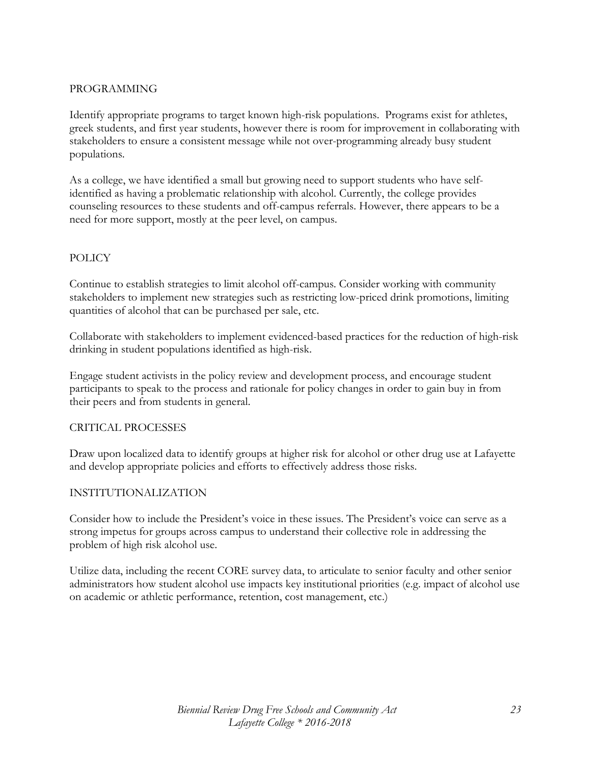## PROGRAMMING

Identify appropriate programs to target known high-risk populations. Programs exist for athletes, greek students, and first year students, however there is room for improvement in collaborating with stakeholders to ensure a consistent message while not over-programming already busy student populations.

As a college, we have identified a small but growing need to support students who have self-identified as having a problematic relationship with alcohol. Currently, the college provides counseling resources to these students and off-campus referrals. However, there appears to be a need for more support, mostly at the peer level, on campus.

## POLICY

Continue to establish strategies to limit alcohol off-campus. Consider working with community stakeholders to implement new strategies such as restricting low-priced drink promotions, limiting quantities of alcohol that can be purchased per sale, etc.

Collaborate with stakeholders to implement evidenced-based practices for the reduction of high-risk drinking in student populations identified as high-risk.

Engage student activists in the policy review and development process, and encourage student participants to speak to the process and rationale for policy changes in order to gain buy in from their peers and from students in general.

## CRITICAL PROCESSES

Draw upon localized data to identify groups at higher risk for alcohol or other drug use at Lafayette and develop appropriate policies and efforts to effectively address those risks.

## INSTITUTIONALIZATION

Consider how to include the President's voice in these issues. The President's voice can serve as a strong impetus for groups across campus to understand their collective role in addressing the problem of high risk alcohol use.

Utilize data, including the recent CORE survey data, to articulate to senior faculty and other senior administrators how student alcohol use impacts key institutional priorities (e.g. impact of alcohol use on academic or athletic performance, retention, cost management, etc.)